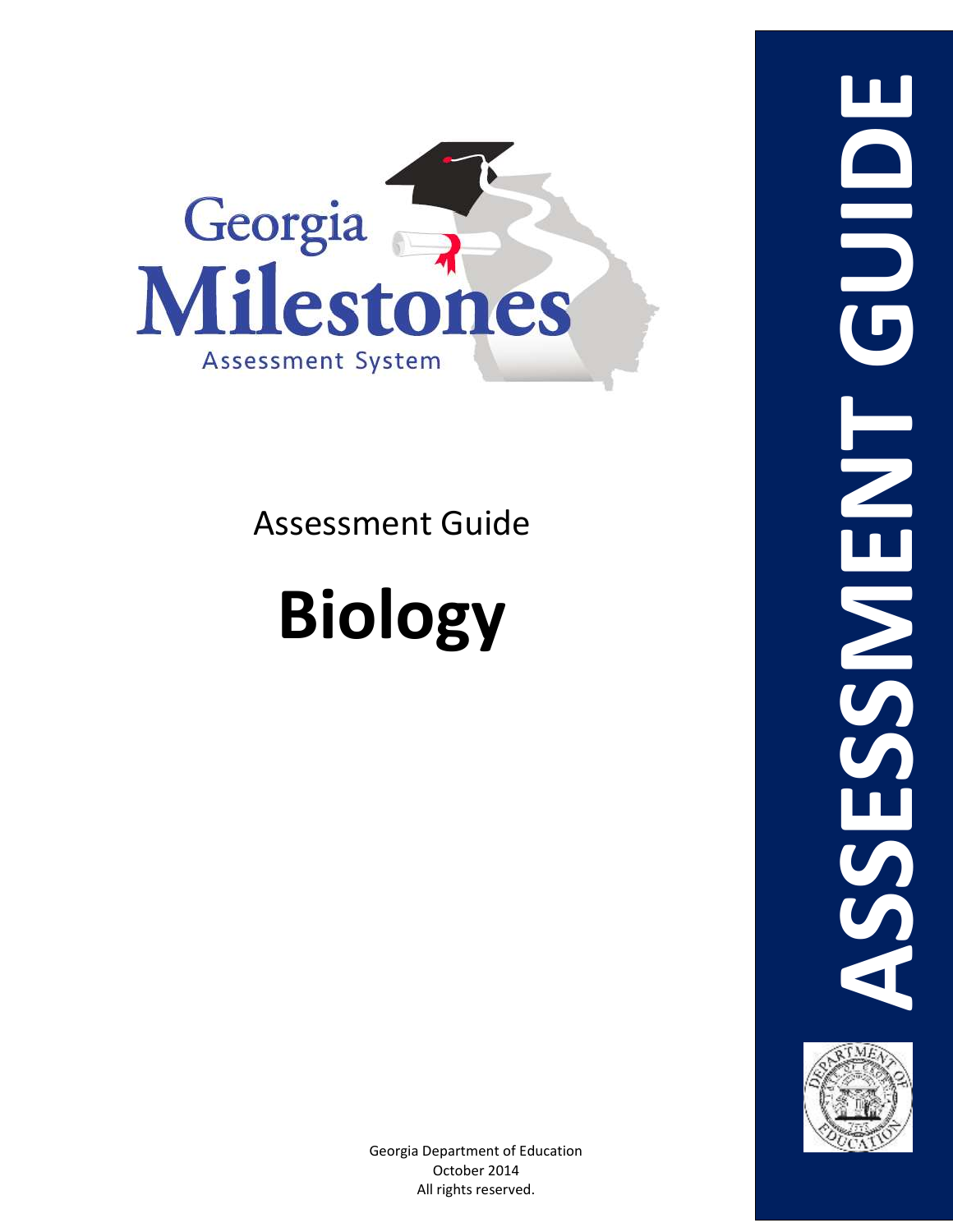Georgia Milestones

Assessment System

Assessment Guide

# Biology

ASSESSMENT GUIDE

Georgia Department of Education
October 2014
All rights reserved.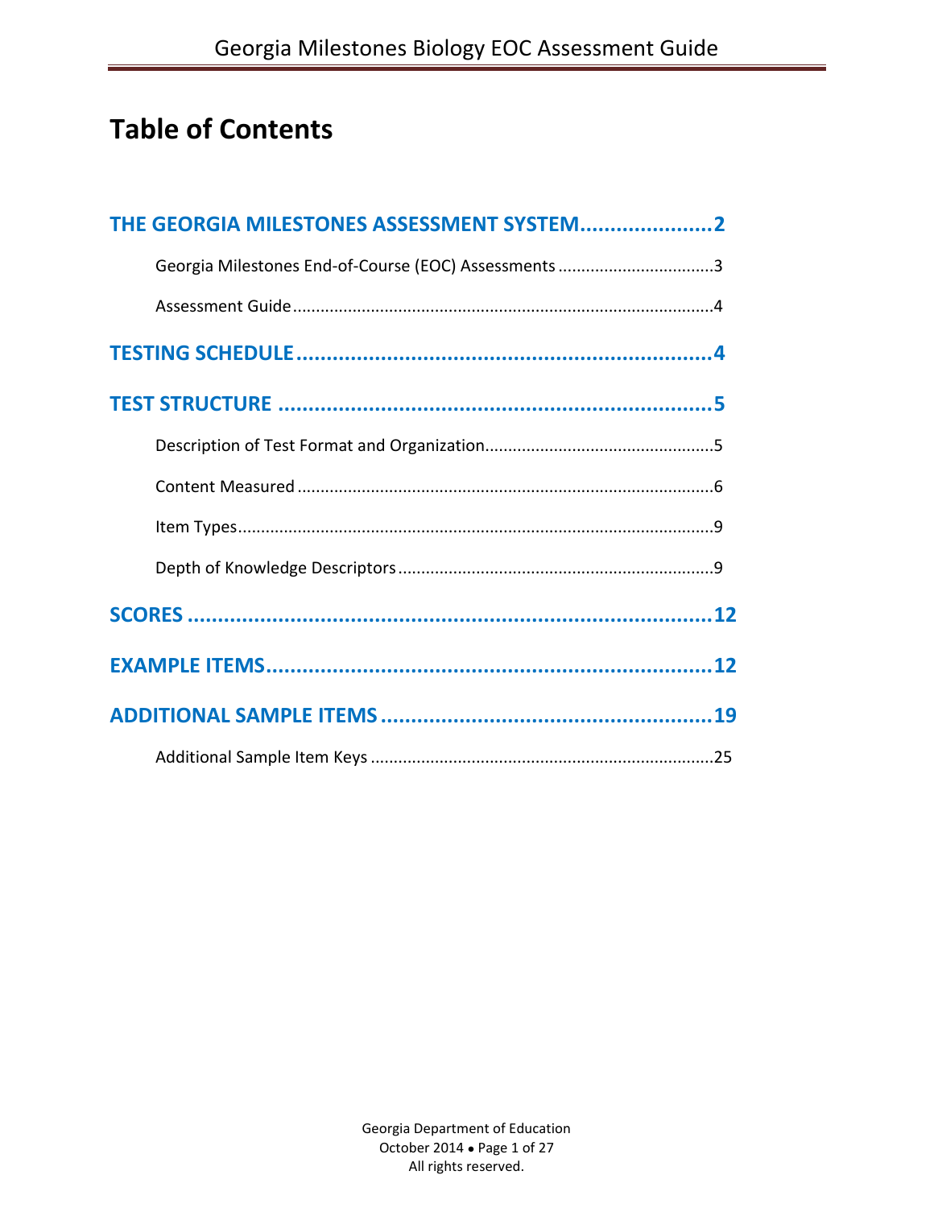# Table of Contents

**THE GEORGIA MILESTONES ASSESSMENT SYSTEM......................2**

Georgia Milestones End-of-Course (EOC) Assessments ..................................3

Assessment Guide...........................................................................................4

**TESTING SCHEDULE......................................................................4**

**TEST STRUCTURE .........................................................................5**

Description of Test Format and Organization..................................................5

Content Measured ..........................................................................................6

Item Types.......................................................................................................9

Depth of Knowledge Descriptors ....................................................................9

**SCORES ..........................................................................................12**

**EXAMPLE ITEMS...........................................................................12**

**ADDITIONAL SAMPLE ITEMS .......................................................19**

Additional Sample Item Keys ..........................................................................25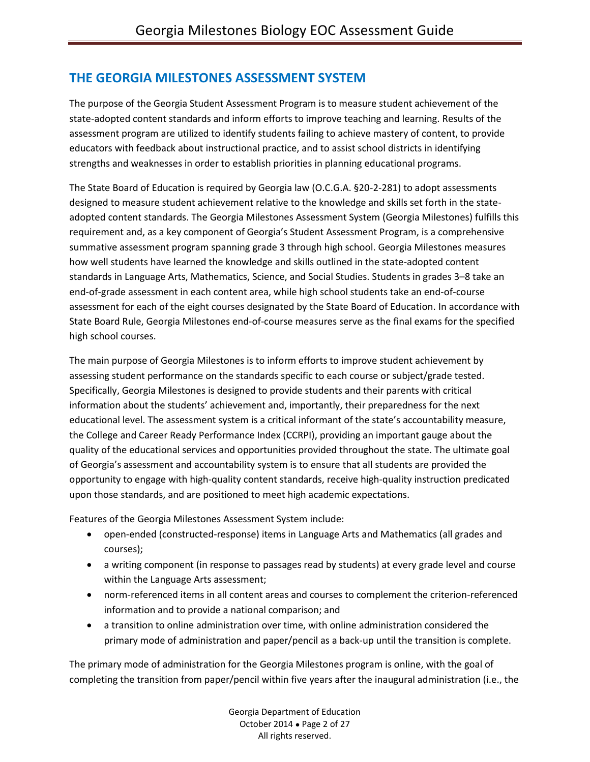## THE GEORGIA MILESTONES ASSESSMENT SYSTEM

The purpose of the Georgia Student Assessment Program is to measure student achievement of the state-adopted content standards and inform efforts to improve teaching and learning. Results of the assessment program are utilized to identify students failing to achieve mastery of content, to provide educators with feedback about instructional practice, and to assist school districts in identifying strengths and weaknesses in order to establish priorities in planning educational programs.

The State Board of Education is required by Georgia law (O.C.G.A. §20-2-281) to adopt assessments designed to measure student achievement relative to the knowledge and skills set forth in the state-adopted content standards. The Georgia Milestones Assessment System (Georgia Milestones) fulfills this requirement and, as a key component of Georgia's Student Assessment Program, is a comprehensive summative assessment program spanning grade 3 through high school. Georgia Milestones measures how well students have learned the knowledge and skills outlined in the state-adopted content standards in Language Arts, Mathematics, Science, and Social Studies. Students in grades 3–8 take an end-of-grade assessment in each content area, while high school students take an end-of-course assessment for each of the eight courses designated by the State Board of Education. In accordance with State Board Rule, Georgia Milestones end-of-course measures serve as the final exams for the specified high school courses.

The main purpose of Georgia Milestones is to inform efforts to improve student achievement by assessing student performance on the standards specific to each course or subject/grade tested. Specifically, Georgia Milestones is designed to provide students and their parents with critical information about the students' achievement and, importantly, their preparedness for the next educational level. The assessment system is a critical informant of the state's accountability measure, the College and Career Ready Performance Index (CCRPI), providing an important gauge about the quality of the educational services and opportunities provided throughout the state. The ultimate goal of Georgia's assessment and accountability system is to ensure that all students are provided the opportunity to engage with high-quality content standards, receive high-quality instruction predicated upon those standards, and are positioned to meet high academic expectations.

Features of the Georgia Milestones Assessment System include:

- open-ended (constructed-response) items in Language Arts and Mathematics (all grades and courses);
- a writing component (in response to passages read by students) at every grade level and course within the Language Arts assessment;
- norm-referenced items in all content areas and courses to complement the criterion-referenced information and to provide a national comparison; and
- a transition to online administration over time, with online administration considered the primary mode of administration and paper/pencil as a back-up until the transition is complete.

The primary mode of administration for the Georgia Milestones program is online, with the goal of completing the transition from paper/pencil within five years after the inaugural administration (i.e., the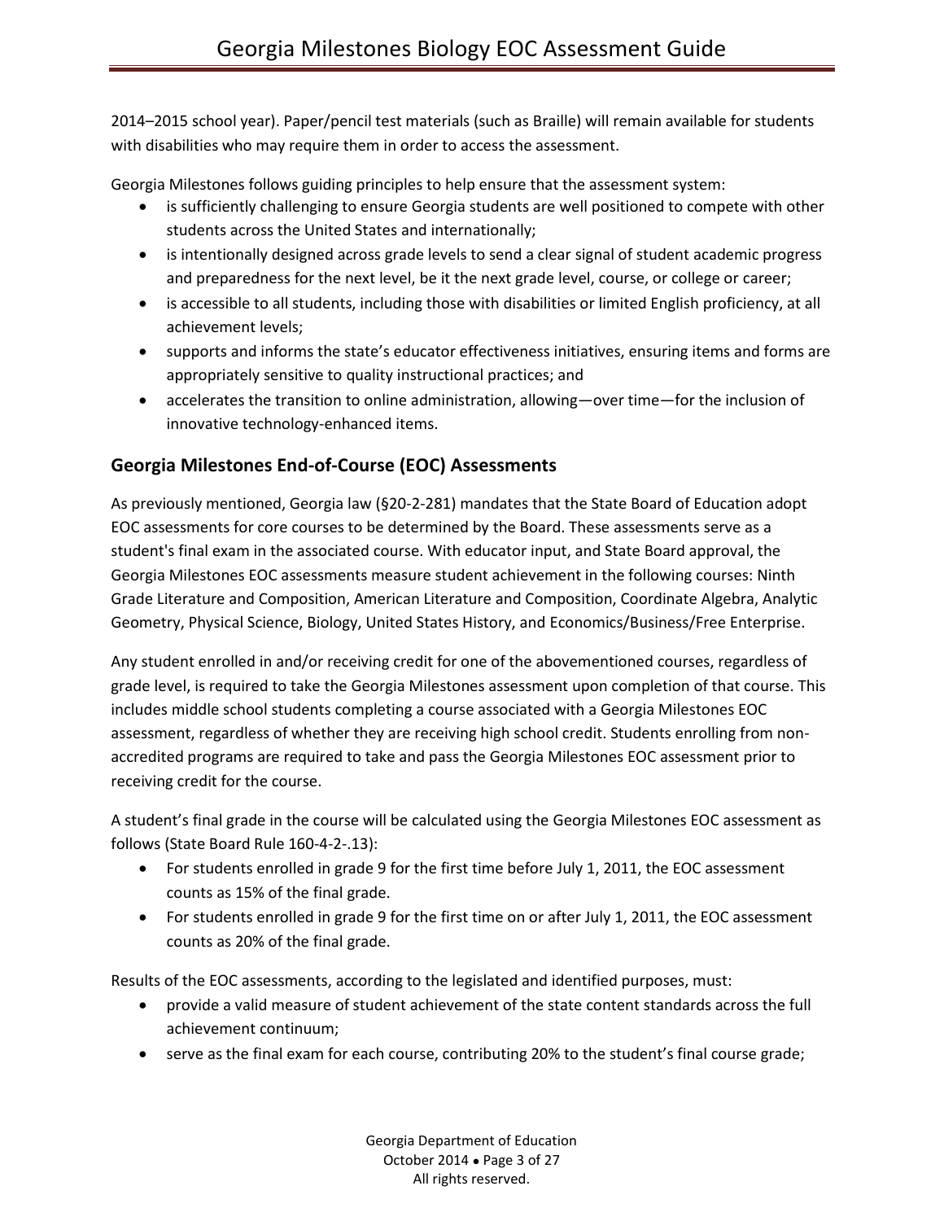2014–2015 school year). Paper/pencil test materials (such as Braille) will remain available for students with disabilities who may require them in order to access the assessment.

Georgia Milestones follows guiding principles to help ensure that the assessment system:

- is sufficiently challenging to ensure Georgia students are well positioned to compete with other students across the United States and internationally;
- is intentionally designed across grade levels to send a clear signal of student academic progress and preparedness for the next level, be it the next grade level, course, or college or career;
- is accessible to all students, including those with disabilities or limited English proficiency, at all achievement levels;
- supports and informs the state's educator effectiveness initiatives, ensuring items and forms are appropriately sensitive to quality instructional practices; and
- accelerates the transition to online administration, allowing—over time—for the inclusion of innovative technology-enhanced items.

## Georgia Milestones End-of-Course (EOC) Assessments

As previously mentioned, Georgia law (§20-2-281) mandates that the State Board of Education adopt EOC assessments for core courses to be determined by the Board. These assessments serve as a student's final exam in the associated course. With educator input, and State Board approval, the Georgia Milestones EOC assessments measure student achievement in the following courses: Ninth Grade Literature and Composition, American Literature and Composition, Coordinate Algebra, Analytic Geometry, Physical Science, Biology, United States History, and Economics/Business/Free Enterprise.

Any student enrolled in and/or receiving credit for one of the abovementioned courses, regardless of grade level, is required to take the Georgia Milestones assessment upon completion of that course. This includes middle school students completing a course associated with a Georgia Milestones EOC assessment, regardless of whether they are receiving high school credit. Students enrolling from non-accredited programs are required to take and pass the Georgia Milestones EOC assessment prior to receiving credit for the course.

A student's final grade in the course will be calculated using the Georgia Milestones EOC assessment as follows (State Board Rule 160-4-2-.13):

- For students enrolled in grade 9 for the first time before July 1, 2011, the EOC assessment counts as 15% of the final grade.
- For students enrolled in grade 9 for the first time on or after July 1, 2011, the EOC assessment counts as 20% of the final grade.

Results of the EOC assessments, according to the legislated and identified purposes, must:

- provide a valid measure of student achievement of the state content standards across the full achievement continuum;
- serve as the final exam for each course, contributing 20% to the student's final course grade;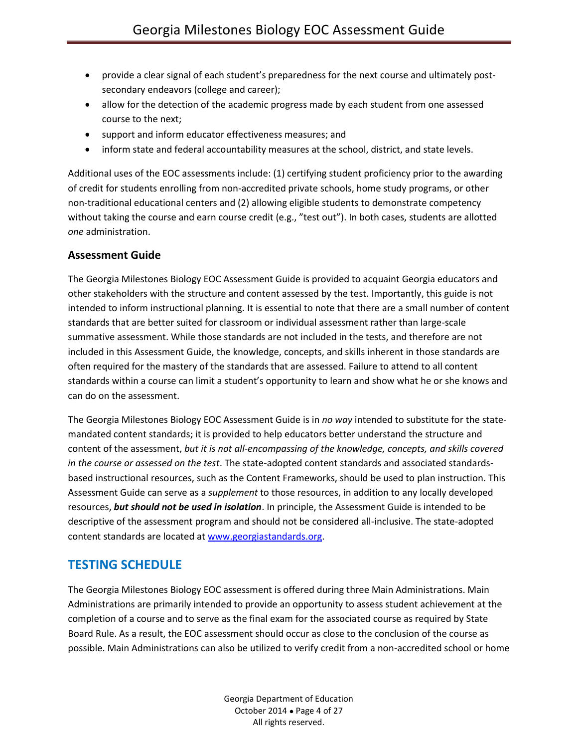- provide a clear signal of each student's preparedness for the next course and ultimately post-secondary endeavors (college and career);
- allow for the detection of the academic progress made by each student from one assessed course to the next;
- support and inform educator effectiveness measures; and
- inform state and federal accountability measures at the school, district, and state levels.

Additional uses of the EOC assessments include: (1) certifying student proficiency prior to the awarding of credit for students enrolling from non-accredited private schools, home study programs, or other non-traditional educational centers and (2) allowing eligible students to demonstrate competency without taking the course and earn course credit (e.g., "test out"). In both cases, students are allotted *one* administration.

### Assessment Guide

The Georgia Milestones Biology EOC Assessment Guide is provided to acquaint Georgia educators and other stakeholders with the structure and content assessed by the test. Importantly, this guide is not intended to inform instructional planning. It is essential to note that there are a small number of content standards that are better suited for classroom or individual assessment rather than large-scale summative assessment. While those standards are not included in the tests, and therefore are not included in this Assessment Guide, the knowledge, concepts, and skills inherent in those standards are often required for the mastery of the standards that are assessed. Failure to attend to all content standards within a course can limit a student's opportunity to learn and show what he or she knows and can do on the assessment.

The Georgia Milestones Biology EOC Assessment Guide is in *no way* intended to substitute for the state-mandated content standards; it is provided to help educators better understand the structure and content of the assessment, *but it is not all-encompassing of the knowledge, concepts, and skills covered in the course or assessed on the test*. The state-adopted content standards and associated standards-based instructional resources, such as the Content Frameworks, should be used to plan instruction. This Assessment Guide can serve as a *supplement* to those resources, in addition to any locally developed resources, ***but should not be used in isolation***. In principle, the Assessment Guide is intended to be descriptive of the assessment program and should not be considered all-inclusive. The state-adopted content standards are located at www.georgiastandards.org.

## TESTING SCHEDULE

The Georgia Milestones Biology EOC assessment is offered during three Main Administrations. Main Administrations are primarily intended to provide an opportunity to assess student achievement at the completion of a course and to serve as the final exam for the associated course as required by State Board Rule. As a result, the EOC assessment should occur as close to the conclusion of the course as possible. Main Administrations can also be utilized to verify credit from a non-accredited school or home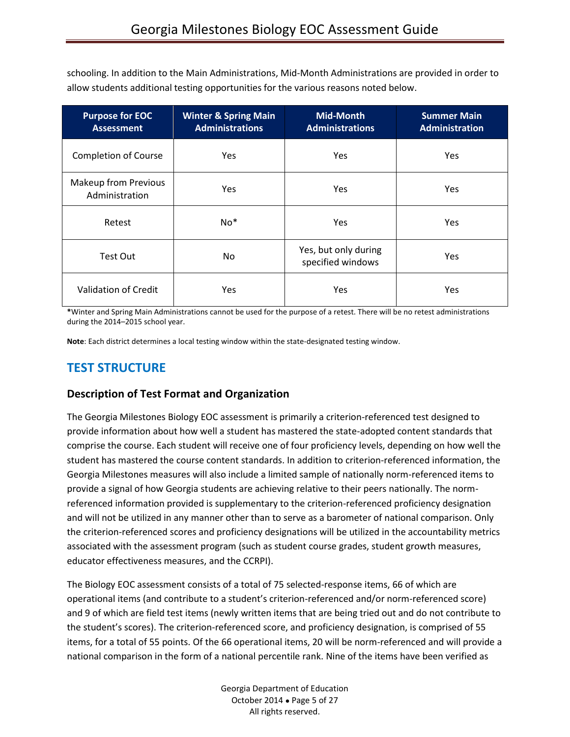schooling. In addition to the Main Administrations, Mid-Month Administrations are provided in order to allow students additional testing opportunities for the various reasons noted below.

| Purpose for EOC Assessment | Winter & Spring Main Administrations | Mid-Month Administrations | Summer Main Administration |
|---|---|---|---|
| Completion of Course | Yes | Yes | Yes |
| Makeup from Previous Administration | Yes | Yes | Yes |
| Retest | No* | Yes | Yes |
| Test Out | No | Yes, but only during specified windows | Yes |
| Validation of Credit | Yes | Yes | Yes |

***Winter and Spring Main Administrations cannot be used for the purpose of a retest. There will be no retest administrations during the 2014–2015 school year.

**Note**: Each district determines a local testing window within the state-designated testing window.

## TEST STRUCTURE

### Description of Test Format and Organization

The Georgia Milestones Biology EOC assessment is primarily a criterion-referenced test designed to provide information about how well a student has mastered the state-adopted content standards that comprise the course. Each student will receive one of four proficiency levels, depending on how well the student has mastered the course content standards. In addition to criterion-referenced information, the Georgia Milestones measures will also include a limited sample of nationally norm-referenced items to provide a signal of how Georgia students are achieving relative to their peers nationally. The norm-referenced information provided is supplementary to the criterion-referenced proficiency designation and will not be utilized in any manner other than to serve as a barometer of national comparison. Only the criterion-referenced scores and proficiency designations will be utilized in the accountability metrics associated with the assessment program (such as student course grades, student growth measures, educator effectiveness measures, and the CCRPI).

The Biology EOC assessment consists of a total of 75 selected-response items, 66 of which are operational items (and contribute to a student's criterion-referenced and/or norm-referenced score) and 9 of which are field test items (newly written items that are being tried out and do not contribute to the student's scores). The criterion-referenced score, and proficiency designation, is comprised of 55 items, for a total of 55 points. Of the 66 operational items, 20 will be norm-referenced and will provide a national comparison in the form of a national percentile rank. Nine of the items have been verified as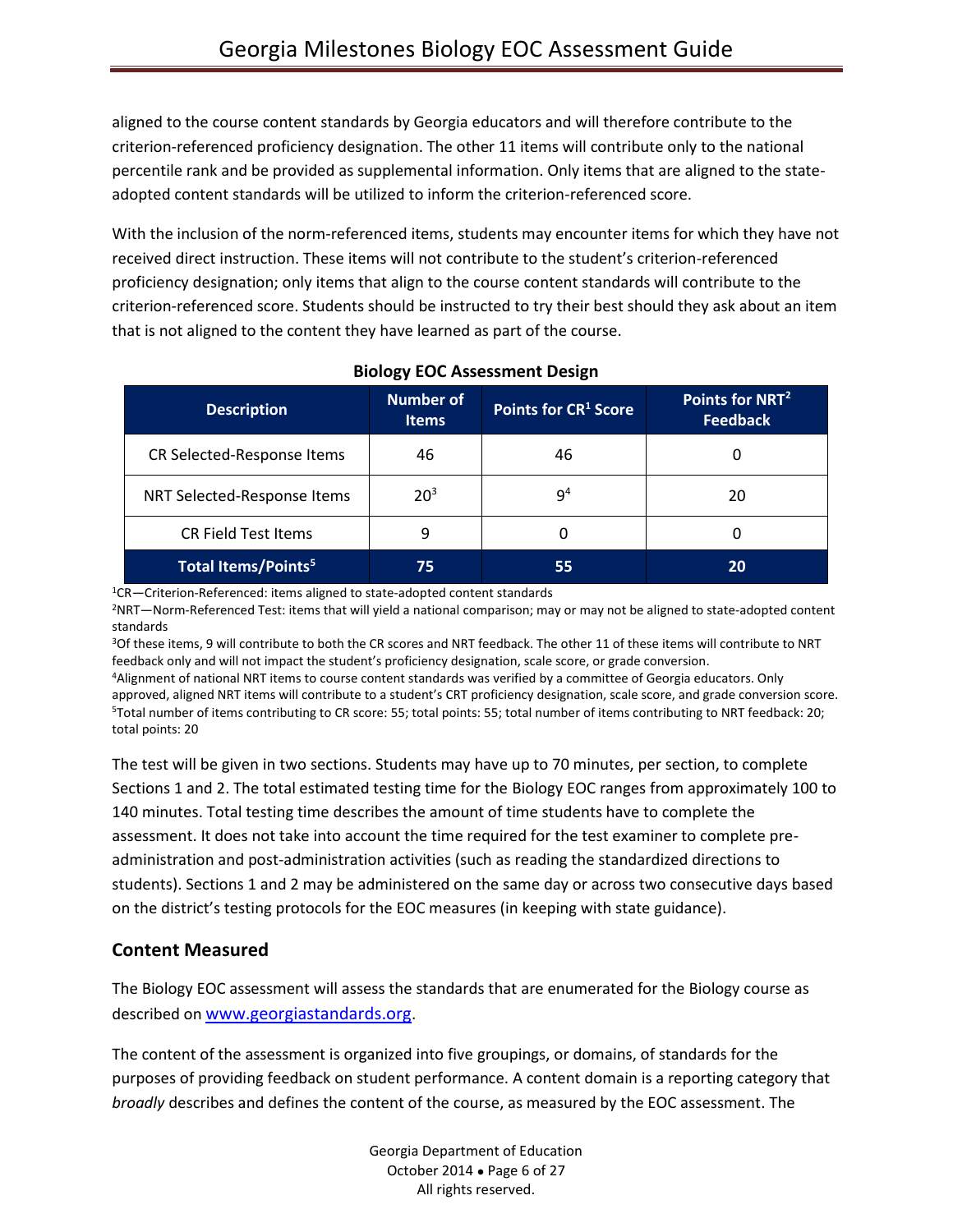aligned to the course content standards by Georgia educators and will therefore contribute to the criterion-referenced proficiency designation. The other 11 items will contribute only to the national percentile rank and be provided as supplemental information. Only items that are aligned to the state-adopted content standards will be utilized to inform the criterion-referenced score.

With the inclusion of the norm-referenced items, students may encounter items for which they have not received direct instruction. These items will not contribute to the student's criterion-referenced proficiency designation; only items that align to the course content standards will contribute to the criterion-referenced score. Students should be instructed to try their best should they ask about an item that is not aligned to the content they have learned as part of the course.

**Biology EOC Assessment Design**

| Description | Number of Items | Points for CR[1] Score | Points for NRT[2] Feedback |
|---|---|---|---|
| CR Selected-Response Items | 46 | 46 | 0 |
| NRT Selected-Response Items | 20[3] | 9[4] | 20 |
| CR Field Test Items | 9 | 0 | 0 |
| **Total Items/Points[5]** | **75** | **55** | **20** |

[1]CR—Criterion-Referenced: items aligned to state-adopted content standards
[2]NRT—Norm-Referenced Test: items that will yield a national comparison; may or may not be aligned to state-adopted content standards
[3]Of these items, 9 will contribute to both the CR scores and NRT feedback. The other 11 of these items will contribute to NRT feedback only and will not impact the student's proficiency designation, scale score, or grade conversion.
[4]Alignment of national NRT items to course content standards was verified by a committee of Georgia educators. Only approved, aligned NRT items will contribute to a student's CRT proficiency designation, scale score, and grade conversion score.
[5]Total number of items contributing to CR score: 55; total points: 55; total number of items contributing to NRT feedback: 20; total points: 20

The test will be given in two sections. Students may have up to 70 minutes, per section, to complete Sections 1 and 2. The total estimated testing time for the Biology EOC ranges from approximately 100 to 140 minutes. Total testing time describes the amount of time students have to complete the assessment. It does not take into account the time required for the test examiner to complete pre-administration and post-administration activities (such as reading the standardized directions to students). Sections 1 and 2 may be administered on the same day or across two consecutive days based on the district's testing protocols for the EOC measures (in keeping with state guidance).

## Content Measured

The Biology EOC assessment will assess the standards that are enumerated for the Biology course as described on www.georgiastandards.org.

The content of the assessment is organized into five groupings, or domains, of standards for the purposes of providing feedback on student performance. A content domain is a reporting category that *broadly* describes and defines the content of the course, as measured by the EOC assessment. The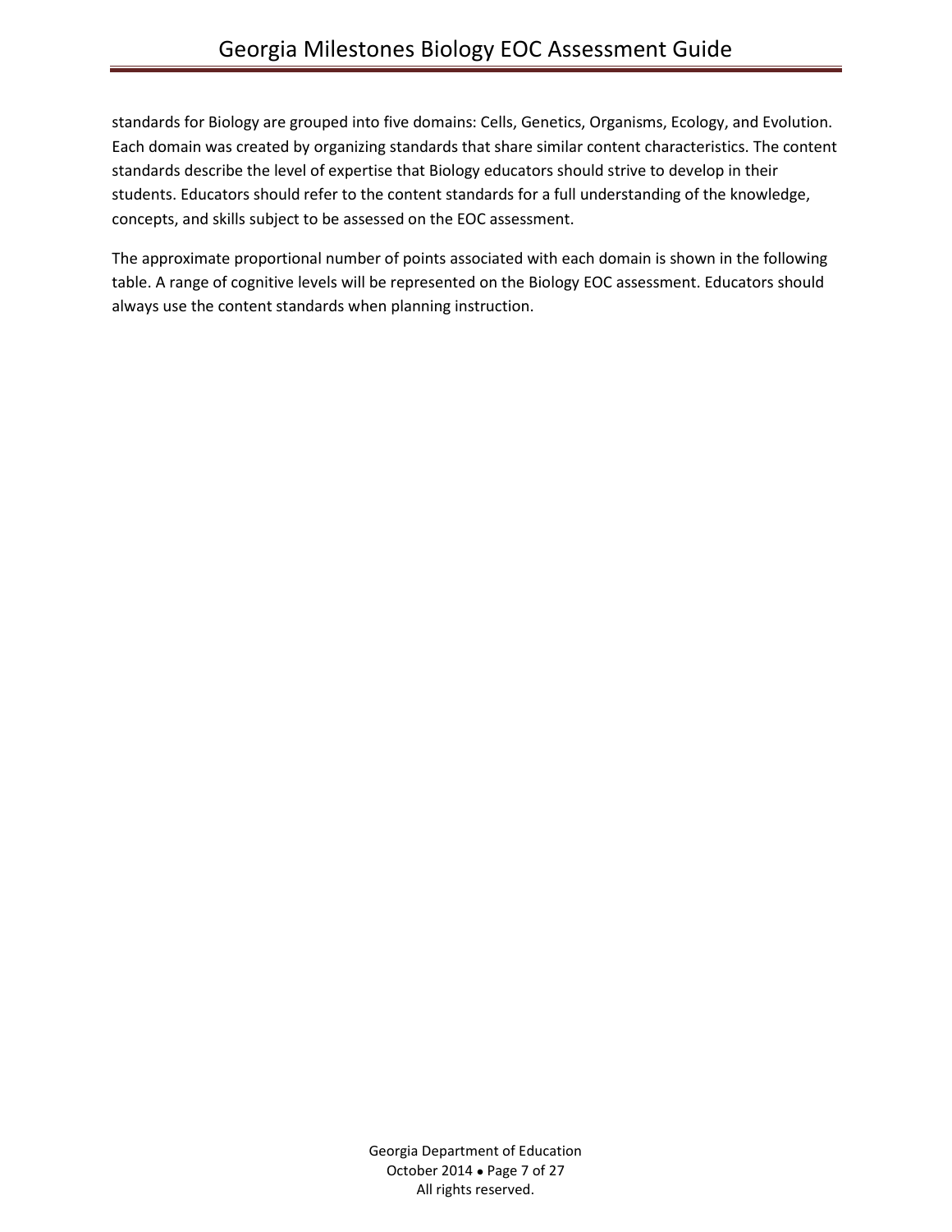standards for Biology are grouped into five domains: Cells, Genetics, Organisms, Ecology, and Evolution. Each domain was created by organizing standards that share similar content characteristics. The content standards describe the level of expertise that Biology educators should strive to develop in their students. Educators should refer to the content standards for a full understanding of the knowledge, concepts, and skills subject to be assessed on the EOC assessment.

The approximate proportional number of points associated with each domain is shown in the following table. A range of cognitive levels will be represented on the Biology EOC assessment. Educators should always use the content standards when planning instruction.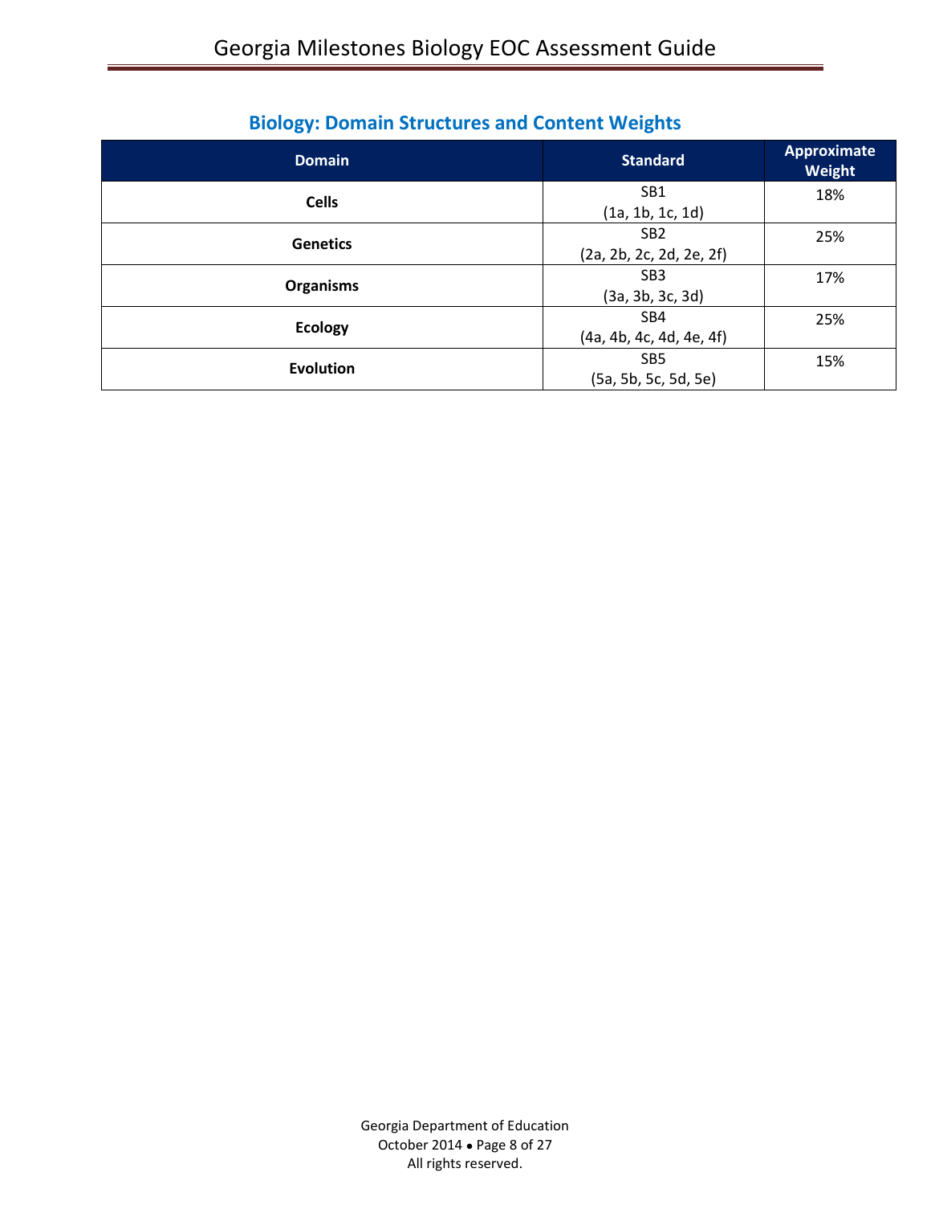## Biology: Domain Structures and Content Weights

| Domain | Standard | Approximate Weight |
| --- | --- | --- |
| **Cells** | SB1 (1a, 1b, 1c, 1d) | 18% |
| **Genetics** | SB2 (2a, 2b, 2c, 2d, 2e, 2f) | 25% |
| **Organisms** | SB3 (3a, 3b, 3c, 3d) | 17% |
| **Ecology** | SB4 (4a, 4b, 4c, 4d, 4e, 4f) | 25% |
| **Evolution** | SB5 (5a, 5b, 5c, 5d, 5e) | 15% |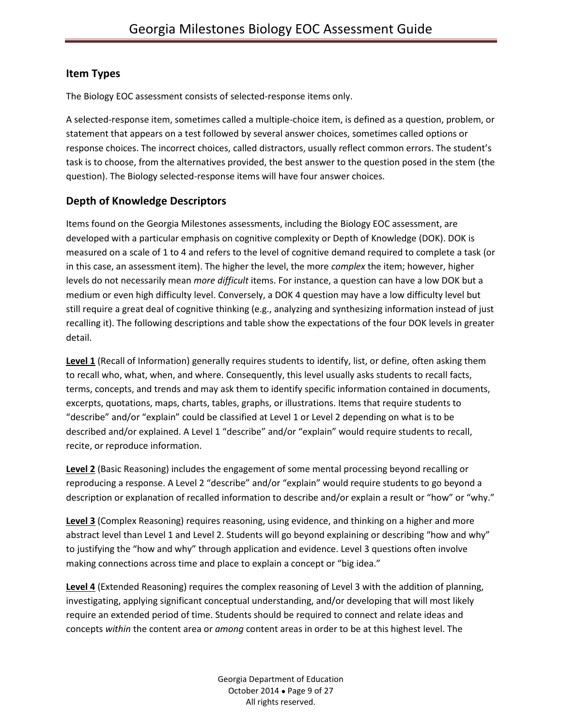## Item Types

The Biology EOC assessment consists of selected-response items only.

A selected-response item, sometimes called a multiple-choice item, is defined as a question, problem, or statement that appears on a test followed by several answer choices, sometimes called options or response choices. The incorrect choices, called distractors, usually reflect common errors. The student's task is to choose, from the alternatives provided, the best answer to the question posed in the stem (the question). The Biology selected-response items will have four answer choices.

## Depth of Knowledge Descriptors

Items found on the Georgia Milestones assessments, including the Biology EOC assessment, are developed with a particular emphasis on cognitive complexity or Depth of Knowledge (DOK). DOK is measured on a scale of 1 to 4 and refers to the level of cognitive demand required to complete a task (or in this case, an assessment item). The higher the level, the more *complex* the item; however, higher levels do not necessarily mean *more difficult* items. For instance, a question can have a low DOK but a medium or even high difficulty level. Conversely, a DOK 4 question may have a low difficulty level but still require a great deal of cognitive thinking (e.g., analyzing and synthesizing information instead of just recalling it). The following descriptions and table show the expectations of the four DOK levels in greater detail.

**Level 1** (Recall of Information) generally requires students to identify, list, or define, often asking them to recall who, what, when, and where. Consequently, this level usually asks students to recall facts, terms, concepts, and trends and may ask them to identify specific information contained in documents, excerpts, quotations, maps, charts, tables, graphs, or illustrations. Items that require students to "describe" and/or "explain" could be classified at Level 1 or Level 2 depending on what is to be described and/or explained. A Level 1 "describe" and/or "explain" would require students to recall, recite, or reproduce information.

**Level 2** (Basic Reasoning) includes the engagement of some mental processing beyond recalling or reproducing a response. A Level 2 "describe" and/or "explain" would require students to go beyond a description or explanation of recalled information to describe and/or explain a result or "how" or "why."

**Level 3** (Complex Reasoning) requires reasoning, using evidence, and thinking on a higher and more abstract level than Level 1 and Level 2. Students will go beyond explaining or describing "how and why" to justifying the "how and why" through application and evidence. Level 3 questions often involve making connections across time and place to explain a concept or "big idea."

**Level 4** (Extended Reasoning) requires the complex reasoning of Level 3 with the addition of planning, investigating, applying significant conceptual understanding, and/or developing that will most likely require an extended period of time. Students should be required to connect and relate ideas and concepts *within* the content area or *among* content areas in order to be at this highest level. The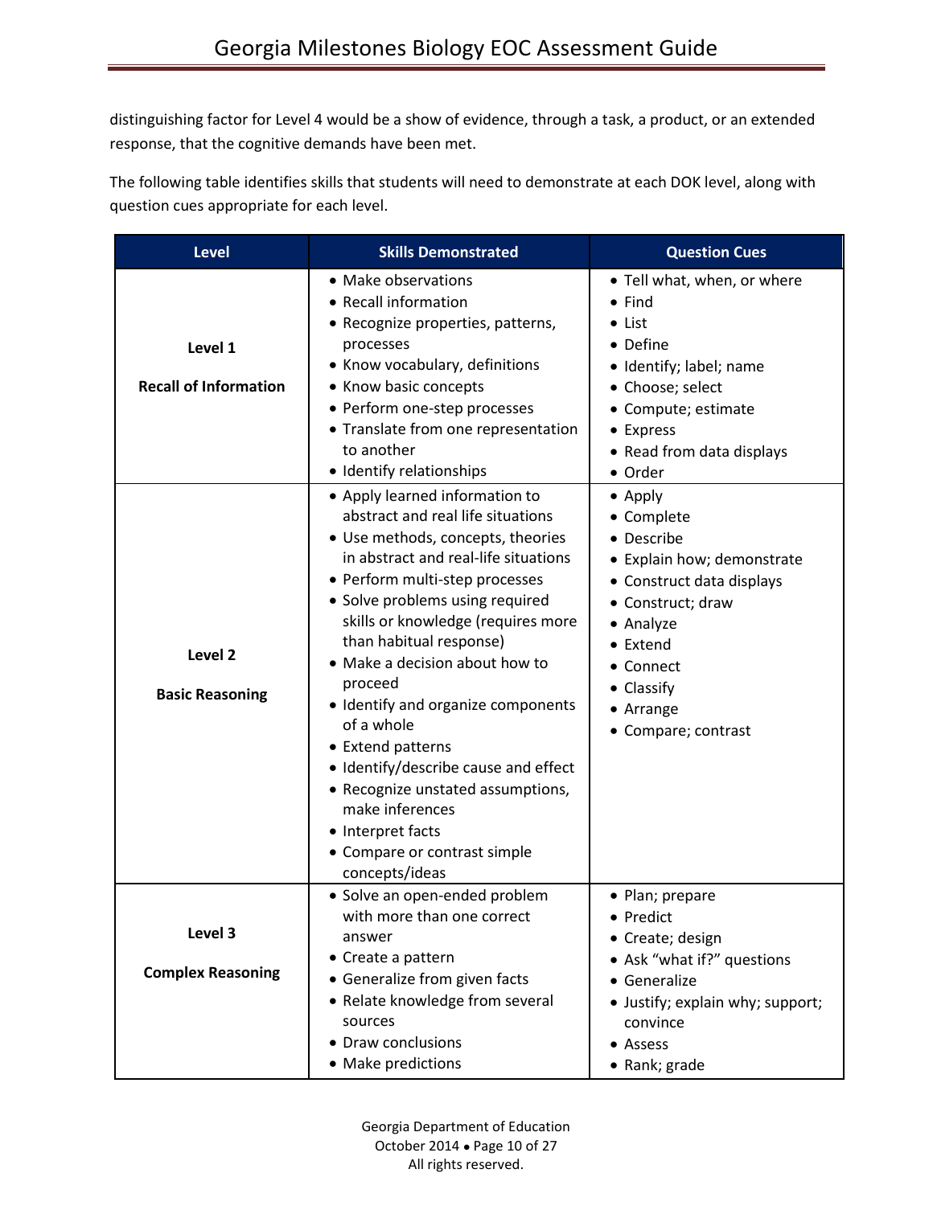distinguishing factor for Level 4 would be a show of evidence, through a task, a product, or an extended response, that the cognitive demands have been met.

The following table identifies skills that students will need to demonstrate at each DOK level, along with question cues appropriate for each level.

| Level | Skills Demonstrated | Question Cues |
|---|---|---|
| **Level 1**<br><br>**Recall of Information** | • Make observations<br>• Recall information<br>• Recognize properties, patterns, processes<br>• Know vocabulary, definitions<br>• Know basic concepts<br>• Perform one-step processes<br>• Translate from one representation to another<br>• Identify relationships | • Tell what, when, or where<br>• Find<br>• List<br>• Define<br>• Identify; label; name<br>• Choose; select<br>• Compute; estimate<br>• Express<br>• Read from data displays<br>• Order |
| **Level 2**<br><br>**Basic Reasoning** | • Apply learned information to abstract and real life situations<br>• Use methods, concepts, theories in abstract and real-life situations<br>• Perform multi-step processes<br>• Solve problems using required skills or knowledge (requires more than habitual response)<br>• Make a decision about how to proceed<br>• Identify and organize components of a whole<br>• Extend patterns<br>• Identify/describe cause and effect<br>• Recognize unstated assumptions, make inferences<br>• Interpret facts<br>• Compare or contrast simple concepts/ideas | • Apply<br>• Complete<br>• Describe<br>• Explain how; demonstrate<br>• Construct data displays<br>• Construct; draw<br>• Analyze<br>• Extend<br>• Connect<br>• Classify<br>• Arrange<br>• Compare; contrast |
| **Level 3**<br><br>**Complex Reasoning** | • Solve an open-ended problem with more than one correct answer<br>• Create a pattern<br>• Generalize from given facts<br>• Relate knowledge from several sources<br>• Draw conclusions<br>• Make predictions | • Plan; prepare<br>• Predict<br>• Create; design<br>• Ask "what if?" questions<br>• Generalize<br>• Justify; explain why; support; convince<br>• Assess<br>• Rank; grade |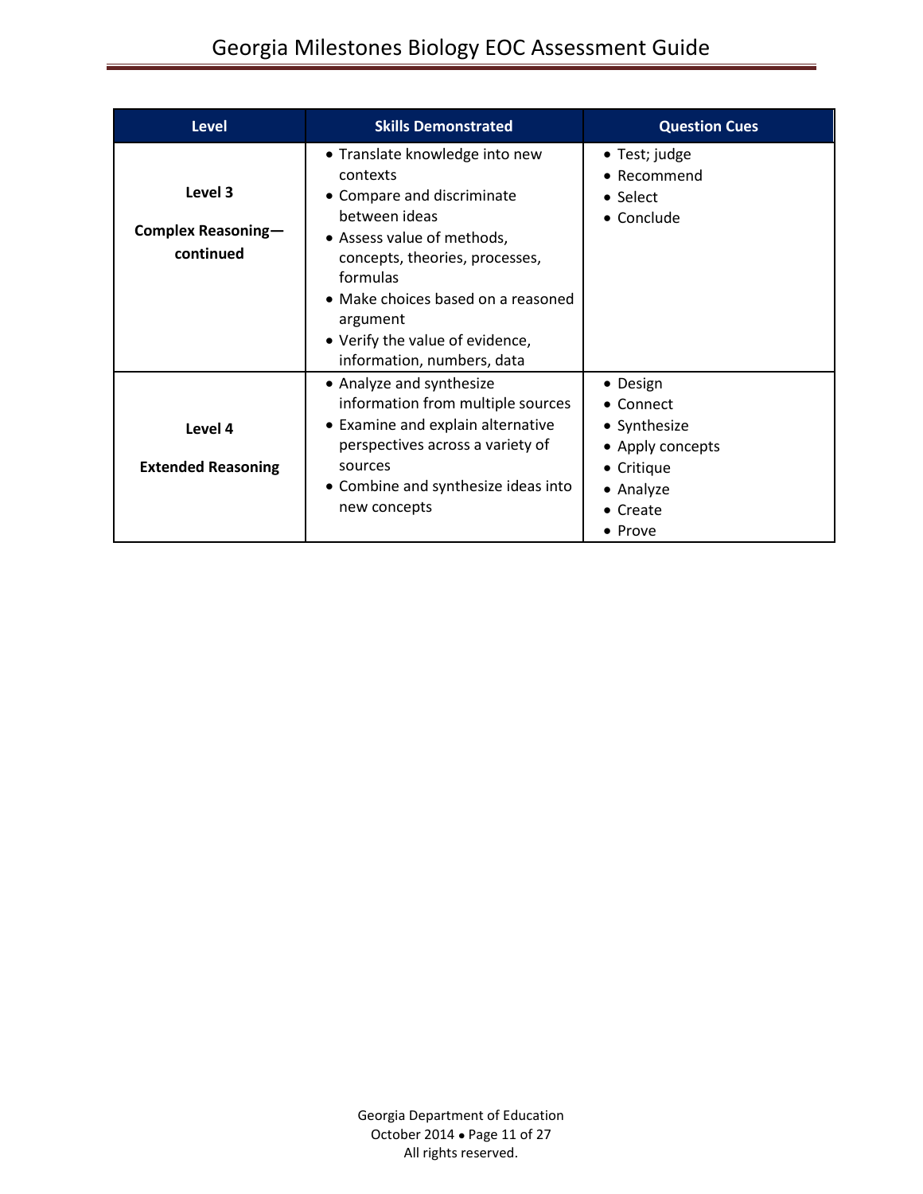| Level | Skills Demonstrated | Question Cues |
|---|---|---|
| **Level 3**<br><br>**Complex Reasoning—continued** | • Translate knowledge into new contexts<br>• Compare and discriminate between ideas<br>• Assess value of methods, concepts, theories, processes, formulas<br>• Make choices based on a reasoned argument<br>• Verify the value of evidence, information, numbers, data | • Test; judge<br>• Recommend<br>• Select<br>• Conclude |
| **Level 4**<br><br>**Extended Reasoning** | • Analyze and synthesize information from multiple sources<br>• Examine and explain alternative perspectives across a variety of sources<br>• Combine and synthesize ideas into new concepts | • Design<br>• Connect<br>• Synthesize<br>• Apply concepts<br>• Critique<br>• Analyze<br>• Create<br>• Prove |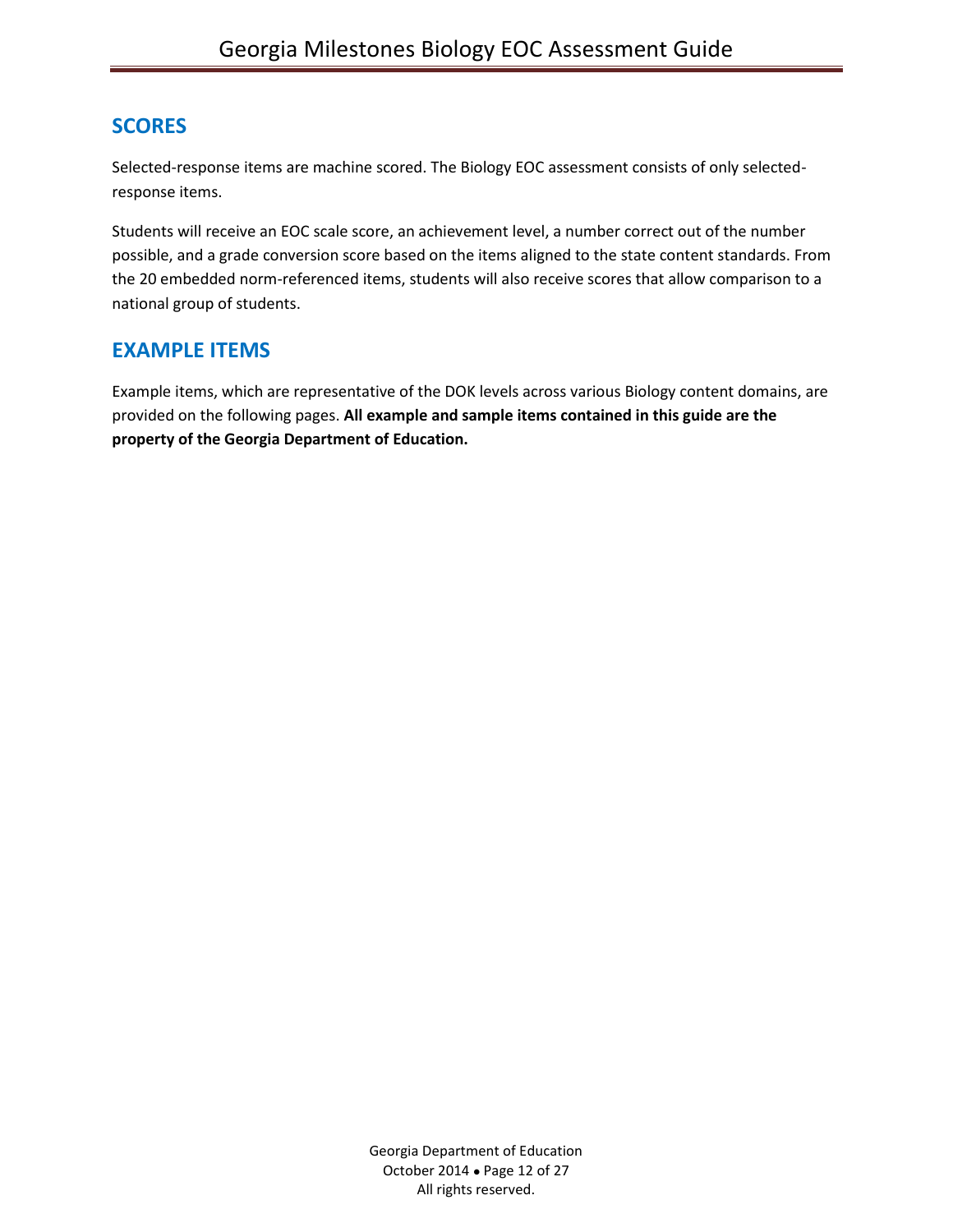## SCORES

Selected-response items are machine scored. The Biology EOC assessment consists of only selected-response items.

Students will receive an EOC scale score, an achievement level, a number correct out of the number possible, and a grade conversion score based on the items aligned to the state content standards. From the 20 embedded norm-referenced items, students will also receive scores that allow comparison to a national group of students.

## EXAMPLE ITEMS

Example items, which are representative of the DOK levels across various Biology content domains, are provided on the following pages. **All example and sample items contained in this guide are the property of the Georgia Department of Education.**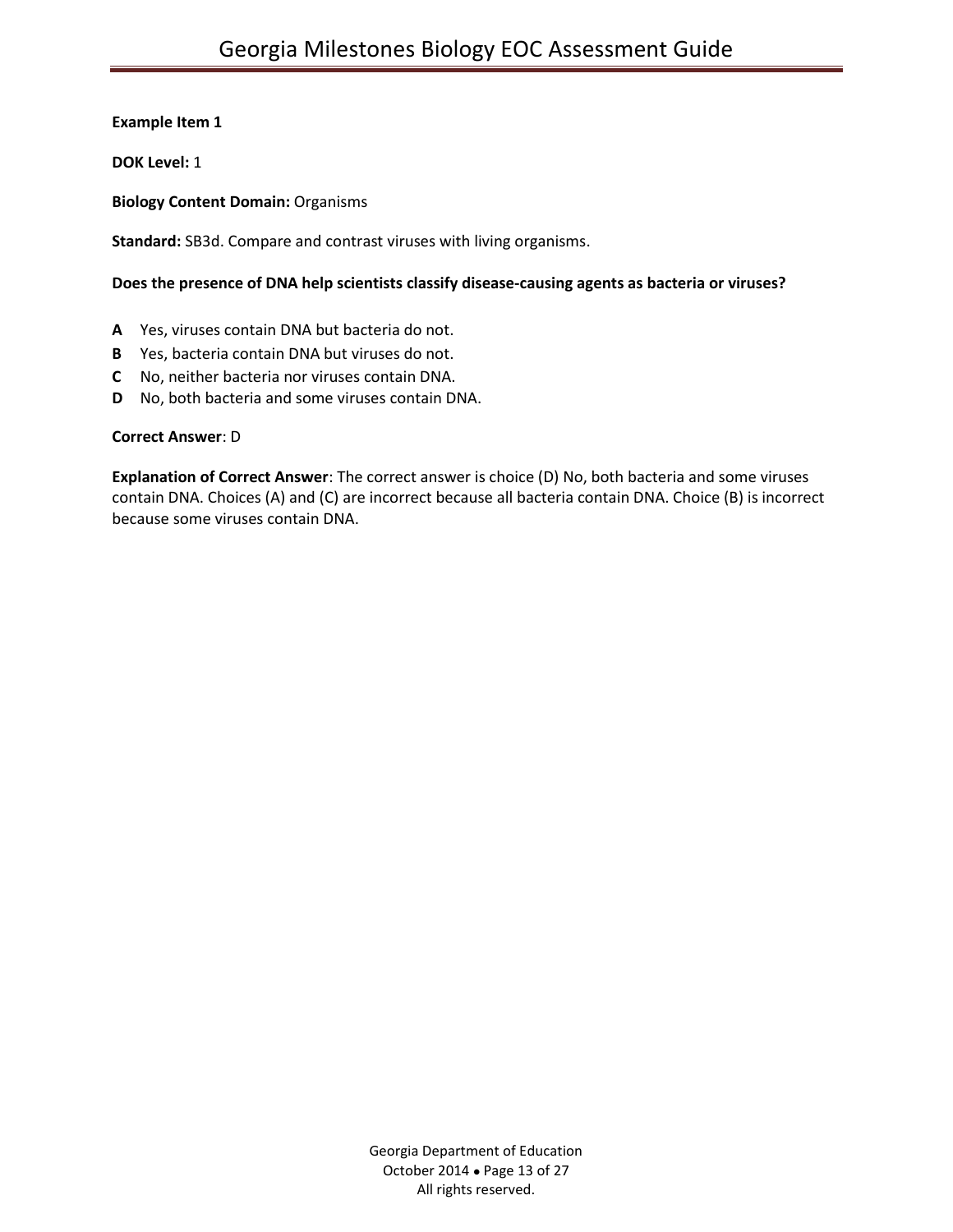**Example Item 1**

**DOK Level:** 1

**Biology Content Domain:** Organisms

**Standard:** SB3d. Compare and contrast viruses with living organisms.

**Does the presence of DNA help scientists classify disease-causing agents as bacteria or viruses?**

**A** Yes, viruses contain DNA but bacteria do not.
**B** Yes, bacteria contain DNA but viruses do not.
**C** No, neither bacteria nor viruses contain DNA.
**D** No, both bacteria and some viruses contain DNA.

**Correct Answer**: D

**Explanation of Correct Answer**: The correct answer is choice (D) No, both bacteria and some viruses contain DNA. Choices (A) and (C) are incorrect because all bacteria contain DNA. Choice (B) is incorrect because some viruses contain DNA.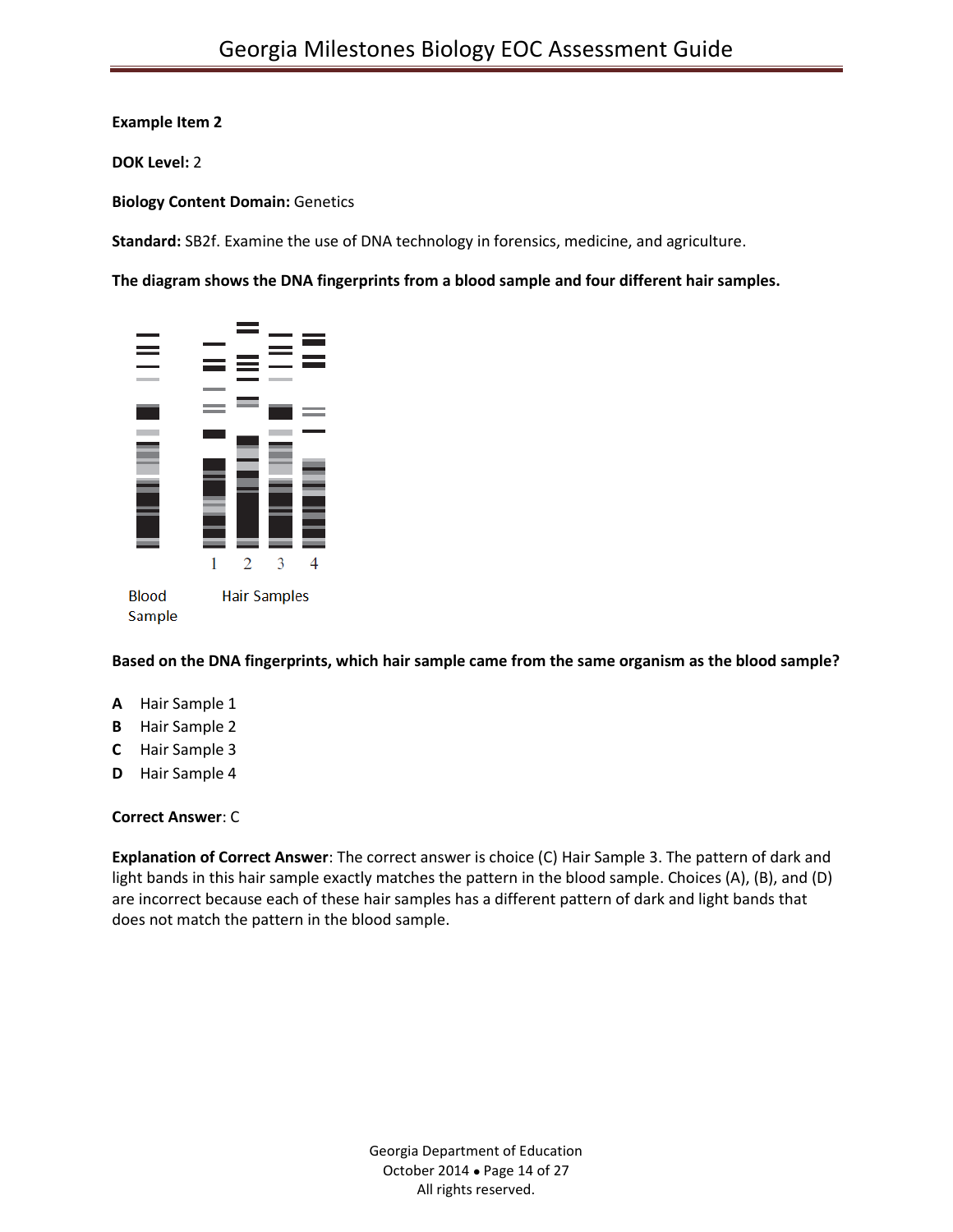**Example Item 2**

**DOK Level:** 2

**Biology Content Domain:** Genetics

**Standard:** SB2f. Examine the use of DNA technology in forensics, medicine, and agriculture.

**The diagram shows the DNA fingerprints from a blood sample and four different hair samples.**

1 2 3 4

Blood Sample  Hair Samples

**Based on the DNA fingerprints, which hair sample came from the same organism as the blood sample?**

**A** Hair Sample 1

**B** Hair Sample 2

**C** Hair Sample 3

**D** Hair Sample 4

**Correct Answer**: C

**Explanation of Correct Answer**: The correct answer is choice (C) Hair Sample 3. The pattern of dark and light bands in this hair sample exactly matches the pattern in the blood sample. Choices (A), (B), and (D) are incorrect because each of these hair samples has a different pattern of dark and light bands that does not match the pattern in the blood sample.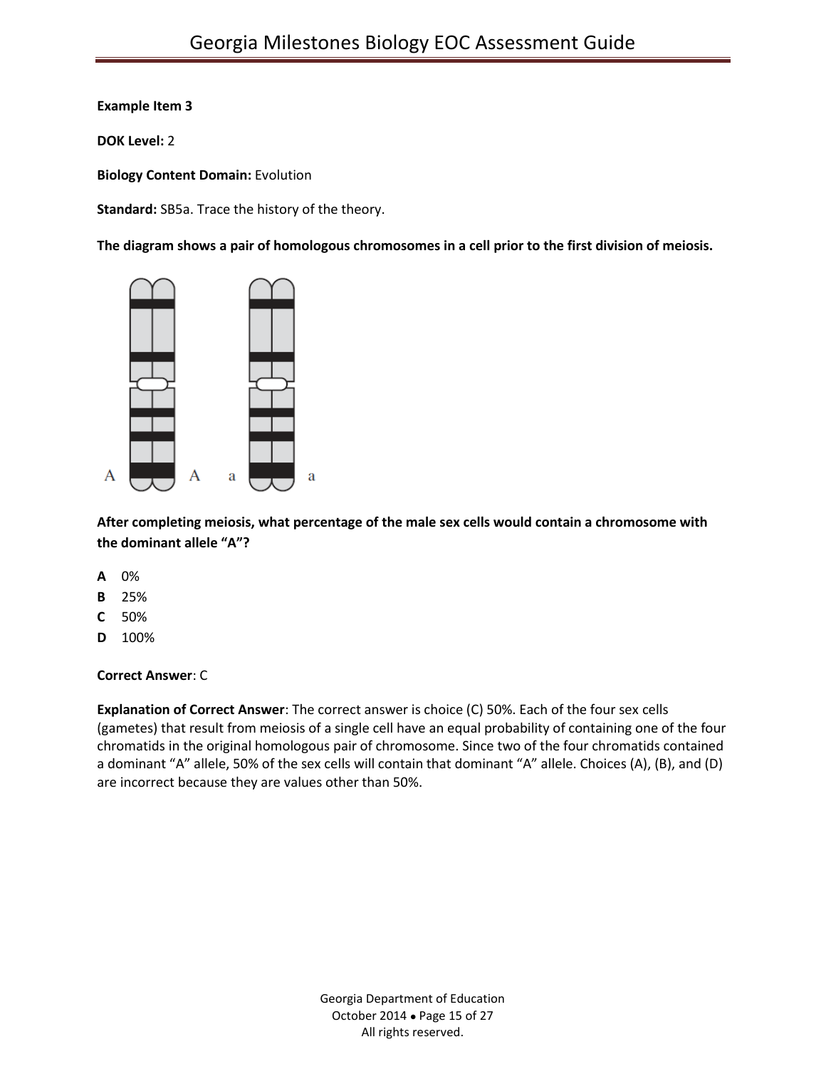**Example Item 3**

**DOK Level:** 2

**Biology Content Domain:** Evolution

**Standard:** SB5a. Trace the history of the theory.

**The diagram shows a pair of homologous chromosomes in a cell prior to the first division of meiosis.**

A A a a

**After completing meiosis, what percentage of the male sex cells would contain a chromosome with the dominant allele "A"?**

**A** 0%

**B** 25%

**C** 50%

**D** 100%

**Correct Answer**: C

**Explanation of Correct Answer**: The correct answer is choice (C) 50%. Each of the four sex cells (gametes) that result from meiosis of a single cell have an equal probability of containing one of the four chromatids in the original homologous pair of chromosome. Since two of the four chromatids contained a dominant "A" allele, 50% of the sex cells will contain that dominant "A" allele. Choices (A), (B), and (D) are incorrect because they are values other than 50%.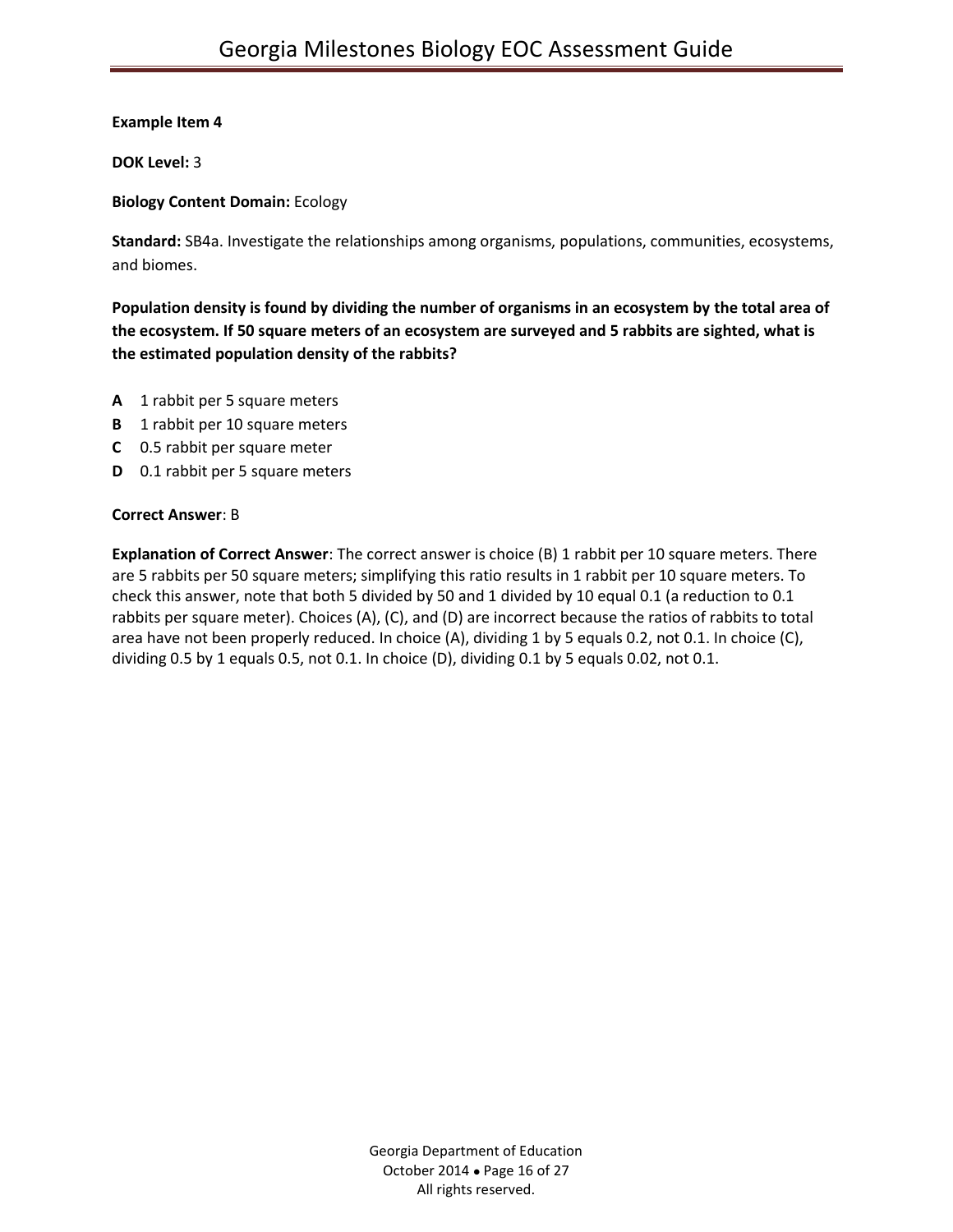**Example Item 4**

**DOK Level:** 3

**Biology Content Domain:** Ecology

**Standard:** SB4a. Investigate the relationships among organisms, populations, communities, ecosystems, and biomes.

**Population density is found by dividing the number of organisms in an ecosystem by the total area of the ecosystem. If 50 square meters of an ecosystem are surveyed and 5 rabbits are sighted, what is the estimated population density of the rabbits?**

**A** 1 rabbit per 5 square meters
**B** 1 rabbit per 10 square meters
**C** 0.5 rabbit per square meter
**D** 0.1 rabbit per 5 square meters

**Correct Answer**: B

**Explanation of Correct Answer**: The correct answer is choice (B) 1 rabbit per 10 square meters. There are 5 rabbits per 50 square meters; simplifying this ratio results in 1 rabbit per 10 square meters. To check this answer, note that both 5 divided by 50 and 1 divided by 10 equal 0.1 (a reduction to 0.1 rabbits per square meter). Choices (A), (C), and (D) are incorrect because the ratios of rabbits to total area have not been properly reduced. In choice (A), dividing 1 by 5 equals 0.2, not 0.1. In choice (C), dividing 0.5 by 1 equals 0.5, not 0.1. In choice (D), dividing 0.1 by 5 equals 0.02, not 0.1.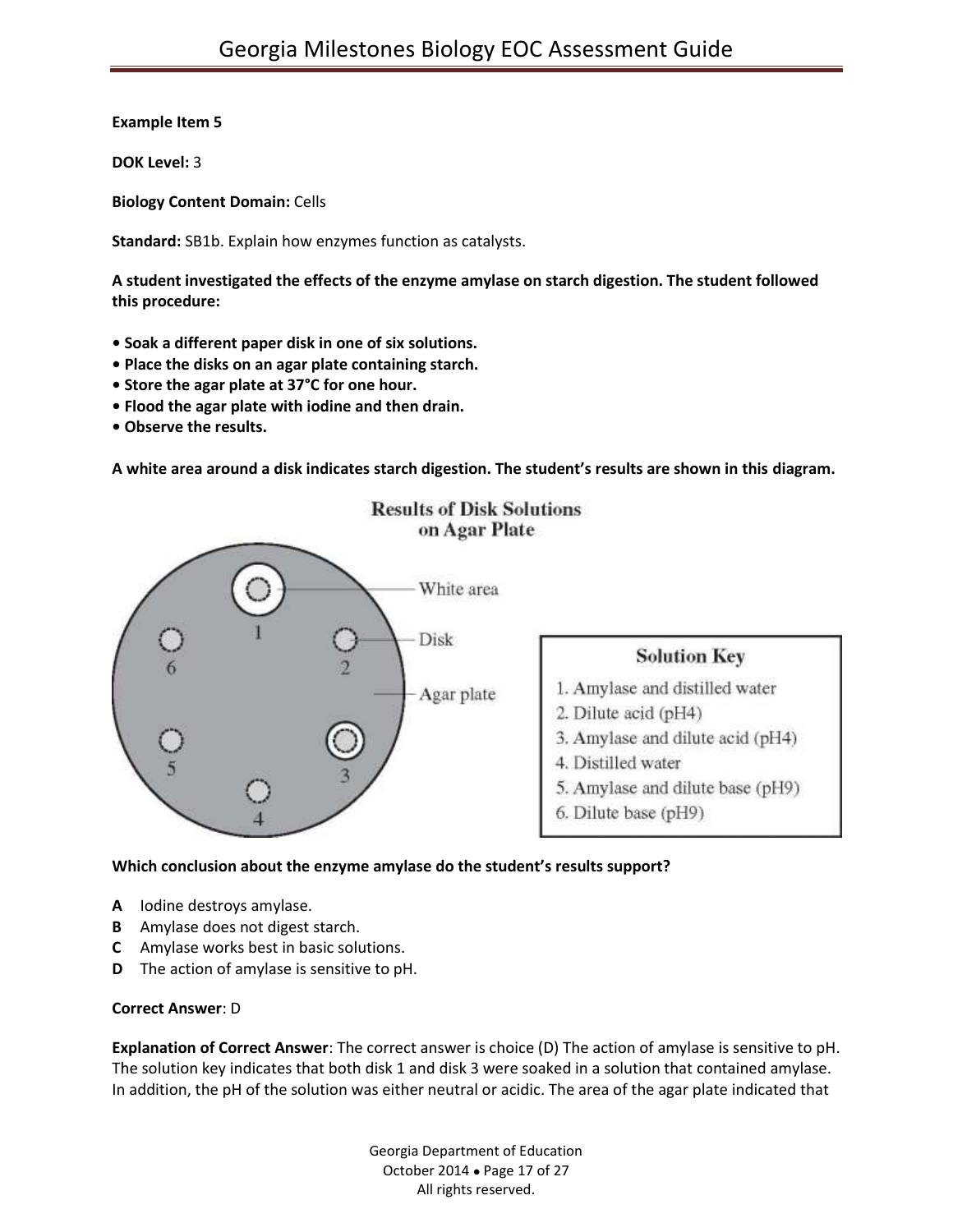**Example Item 5**

**DOK Level:** 3

**Biology Content Domain:** Cells

**Standard:** SB1b. Explain how enzymes function as catalysts.

**A student investigated the effects of the enzyme amylase on starch digestion. The student followed this procedure:**

- **Soak a different paper disk in one of six solutions.**
- **Place the disks on an agar plate containing starch.**
- **Store the agar plate at 37°C for one hour.**
- **Flood the agar plate with iodine and then drain.**
- **Observe the results.**

**A white area around a disk indicates starch digestion. The student's results are shown in this diagram.**

Results of Disk Solutions on Agar Plate

White area

Disk

Agar plate

**Solution Key**

1. Amylase and distilled water
2. Dilute acid (pH4)
3. Amylase and dilute acid (pH4)
4. Distilled water
5. Amylase and dilute base (pH9)
6. Dilute base (pH9)

**Which conclusion about the enzyme amylase do the student's results support?**

**A** Iodine destroys amylase.
**B** Amylase does not digest starch.
**C** Amylase works best in basic solutions.
**D** The action of amylase is sensitive to pH.

**Correct Answer**: D

**Explanation of Correct Answer**: The correct answer is choice (D) The action of amylase is sensitive to pH. The solution key indicates that both disk 1 and disk 3 were soaked in a solution that contained amylase. In addition, the pH of the solution was either neutral or acidic. The area of the agar plate indicated that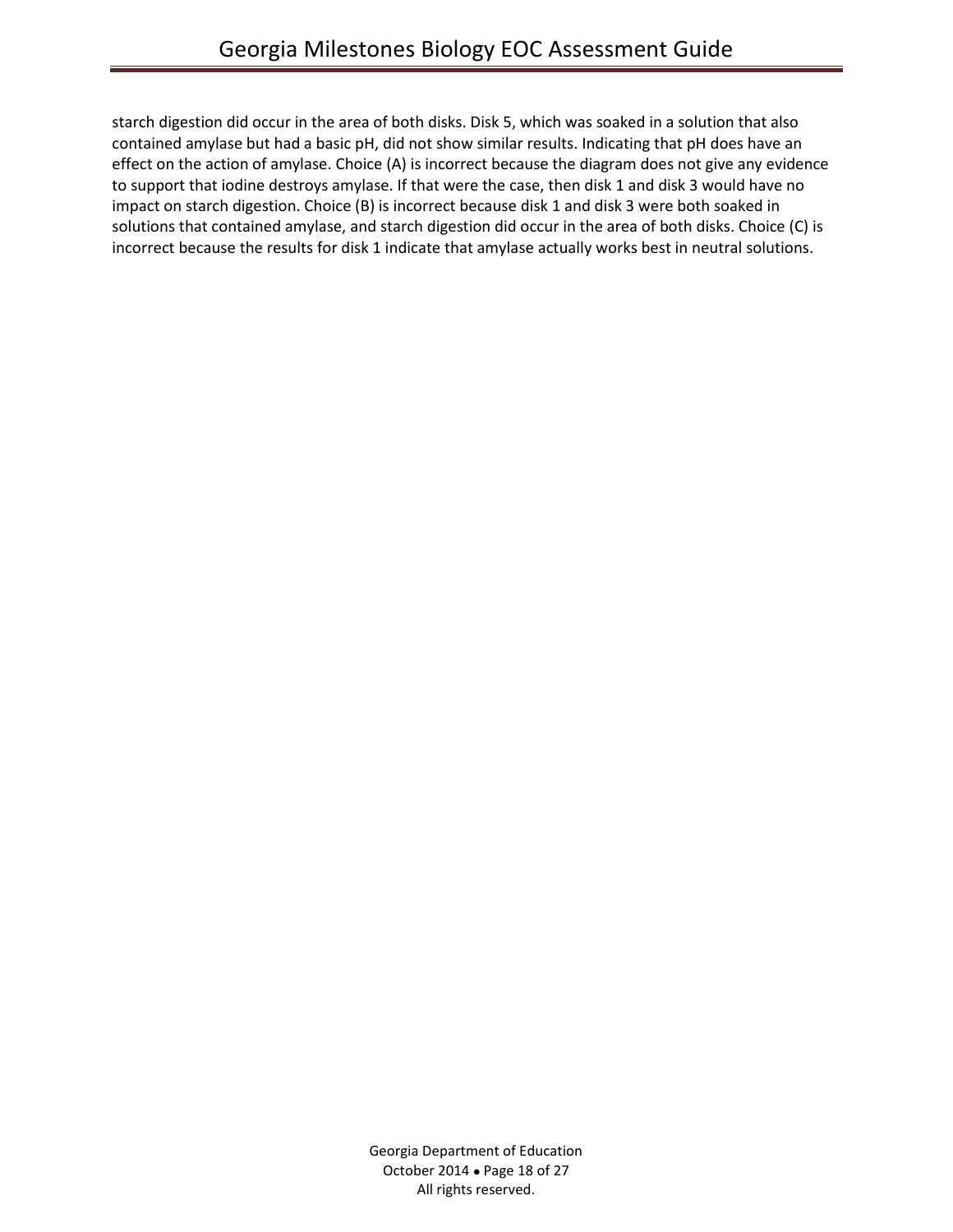starch digestion did occur in the area of both disks. Disk 5, which was soaked in a solution that also contained amylase but had a basic pH, did not show similar results. Indicating that pH does have an effect on the action of amylase. Choice (A) is incorrect because the diagram does not give any evidence to support that iodine destroys amylase. If that were the case, then disk 1 and disk 3 would have no impact on starch digestion. Choice (B) is incorrect because disk 1 and disk 3 were both soaked in solutions that contained amylase, and starch digestion did occur in the area of both disks. Choice (C) is incorrect because the results for disk 1 indicate that amylase actually works best in neutral solutions.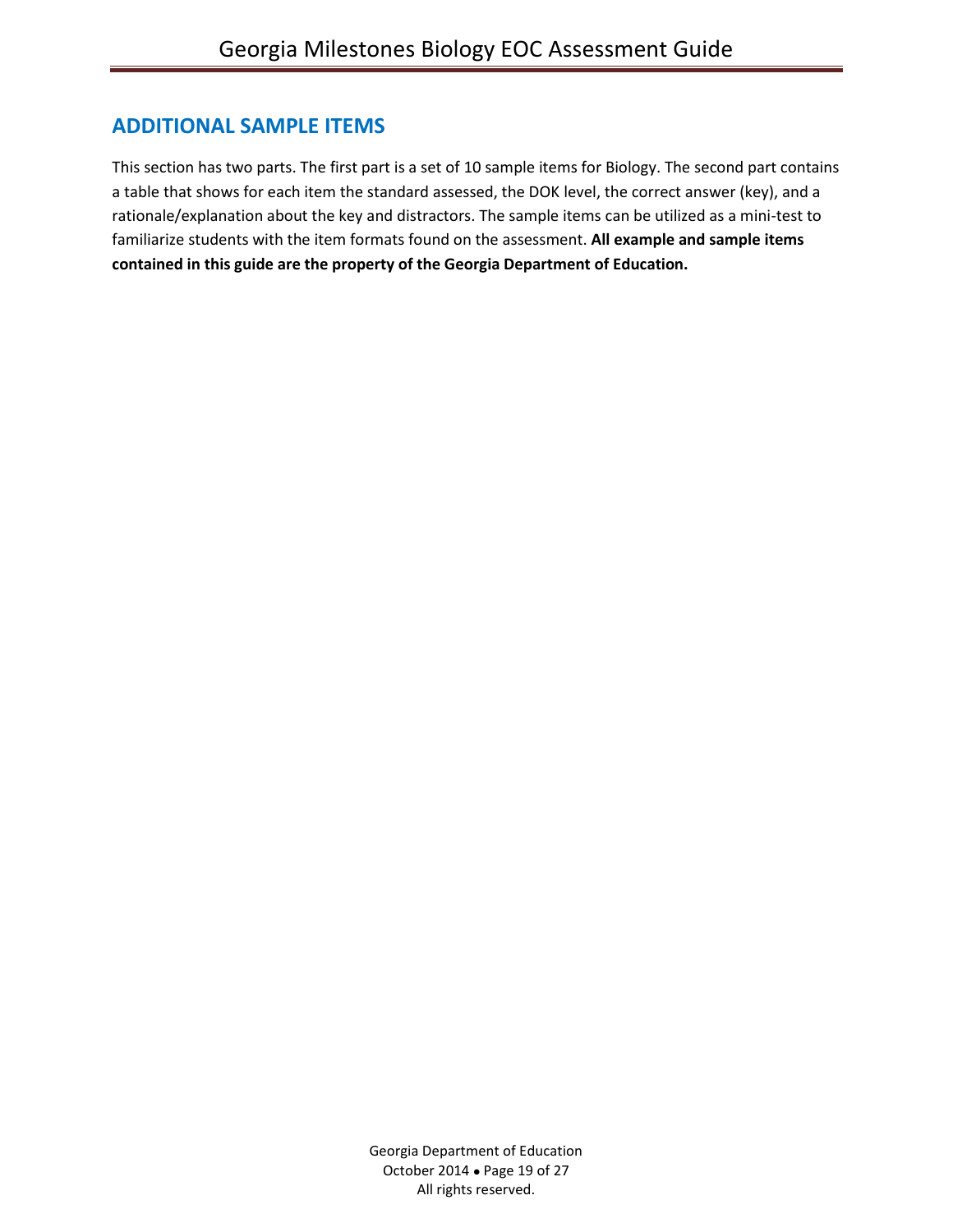## ADDITIONAL SAMPLE ITEMS

This section has two parts. The first part is a set of 10 sample items for Biology. The second part contains a table that shows for each item the standard assessed, the DOK level, the correct answer (key), and a rationale/explanation about the key and distractors. The sample items can be utilized as a mini-test to familiarize students with the item formats found on the assessment. **All example and sample items contained in this guide are the property of the Georgia Department of Education.**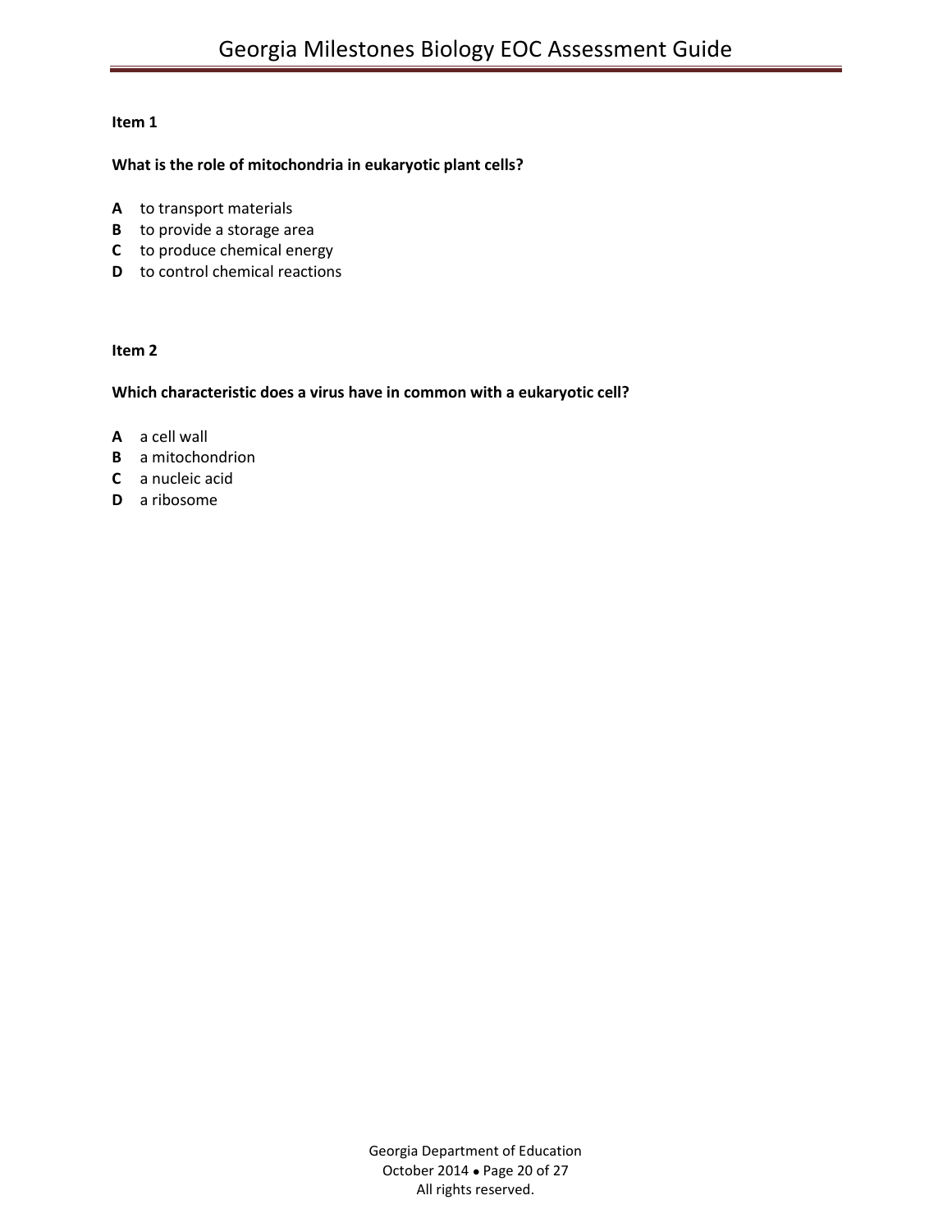**Item 1**

**What is the role of mitochondria in eukaryotic plant cells?**

**A** to transport materials
**B** to provide a storage area
**C** to produce chemical energy
**D** to control chemical reactions

**Item 2**

**Which characteristic does a virus have in common with a eukaryotic cell?**

**A** a cell wall
**B** a mitochondrion
**C** a nucleic acid
**D** a ribosome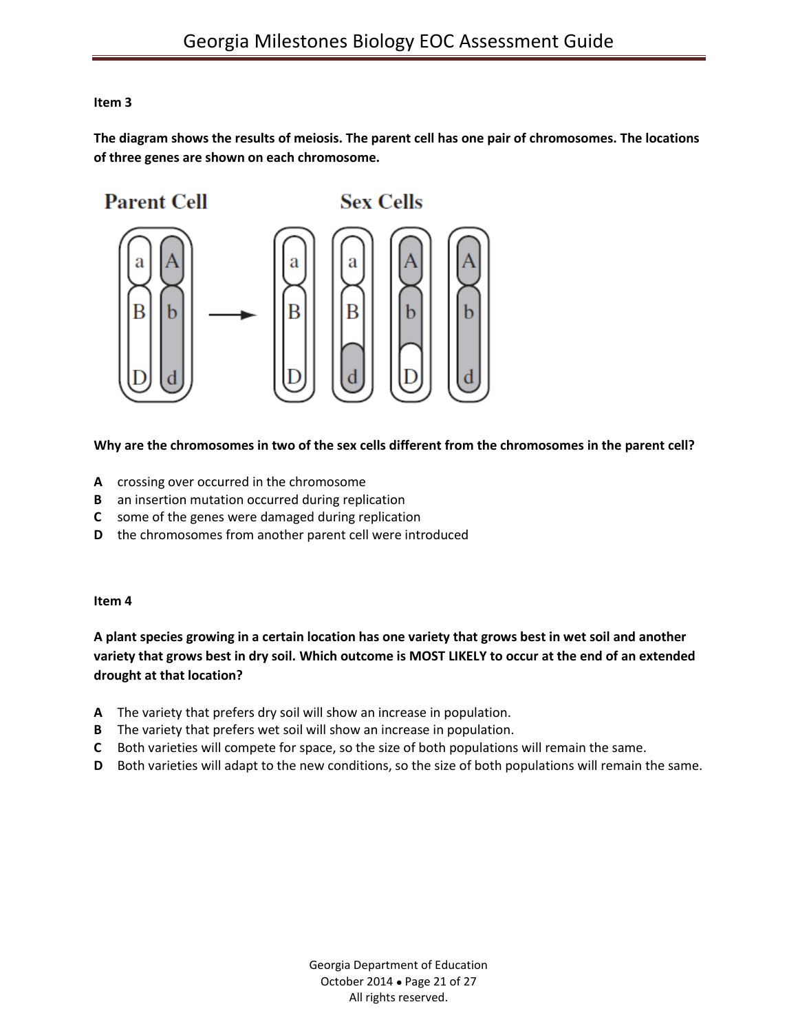**Item 3**

**The diagram shows the results of meiosis. The parent cell has one pair of chromosomes. The locations of three genes are shown on each chromosome.**

**Why are the chromosomes in two of the sex cells different from the chromosomes in the parent cell?**

**A** crossing over occurred in the chromosome
**B** an insertion mutation occurred during replication
**C** some of the genes were damaged during replication
**D** the chromosomes from another parent cell were introduced

**Item 4**

**A plant species growing in a certain location has one variety that grows best in wet soil and another variety that grows best in dry soil. Which outcome is MOST LIKELY to occur at the end of an extended drought at that location?**

**A** The variety that prefers dry soil will show an increase in population.
**B** The variety that prefers wet soil will show an increase in population.
**C** Both varieties will compete for space, so the size of both populations will remain the same.
**D** Both varieties will adapt to the new conditions, so the size of both populations will remain the same.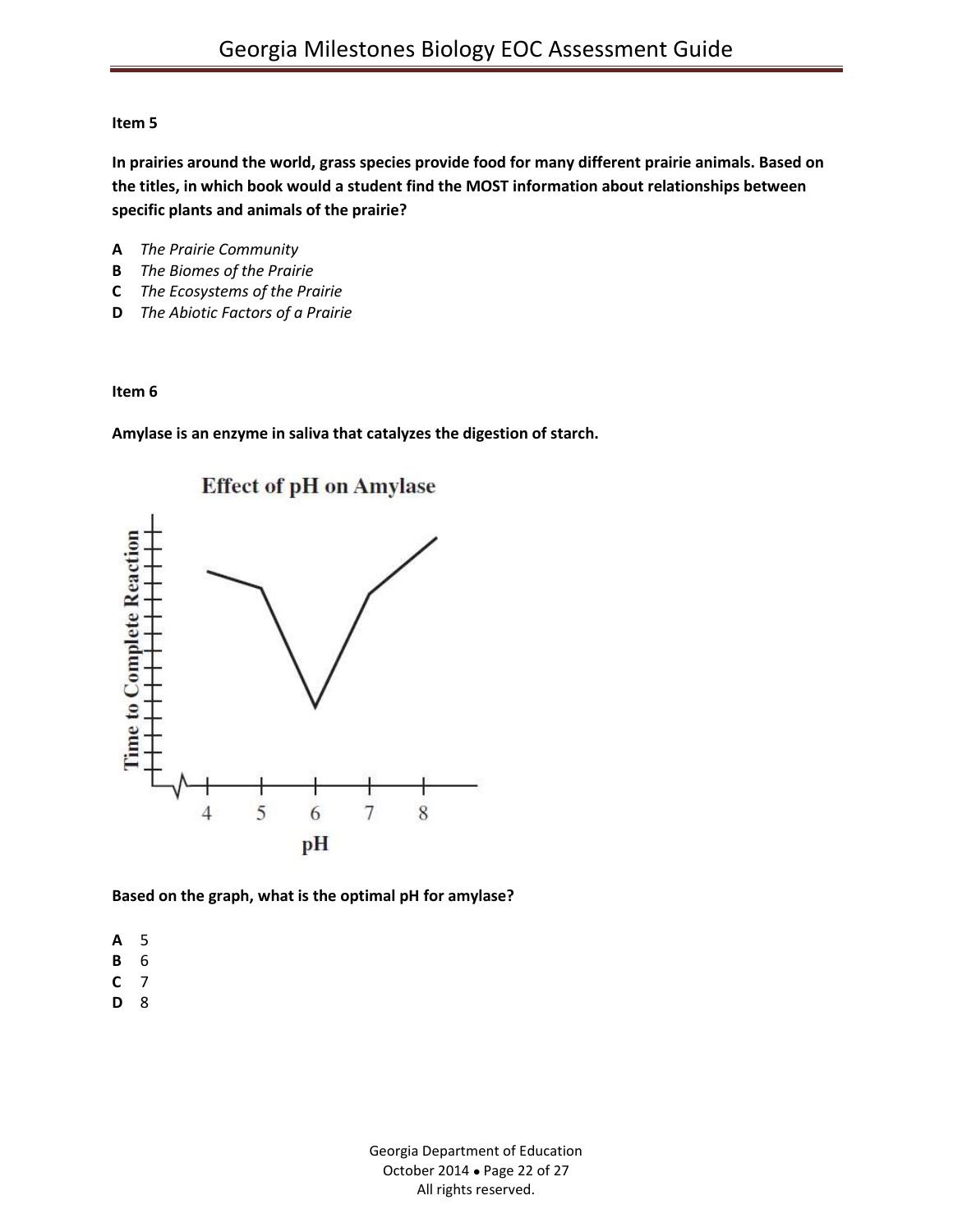**Item 5**

**In prairies around the world, grass species provide food for many different prairie animals. Based on the titles, in which book would a student find the MOST information about relationships between specific plants and animals of the prairie?**

**A** *The Prairie Community*
**B** *The Biomes of the Prairie*
**C** *The Ecosystems of the Prairie*
**D** *The Abiotic Factors of a Prairie*

**Item 6**

**Amylase is an enzyme in saliva that catalyzes the digestion of starch.**

**Effect of pH on Amylase**

Time to Complete Reaction

4 5 6 7 8

pH

**Based on the graph, what is the optimal pH for amylase?**

**A** 5
**B** 6
**C** 7
**D** 8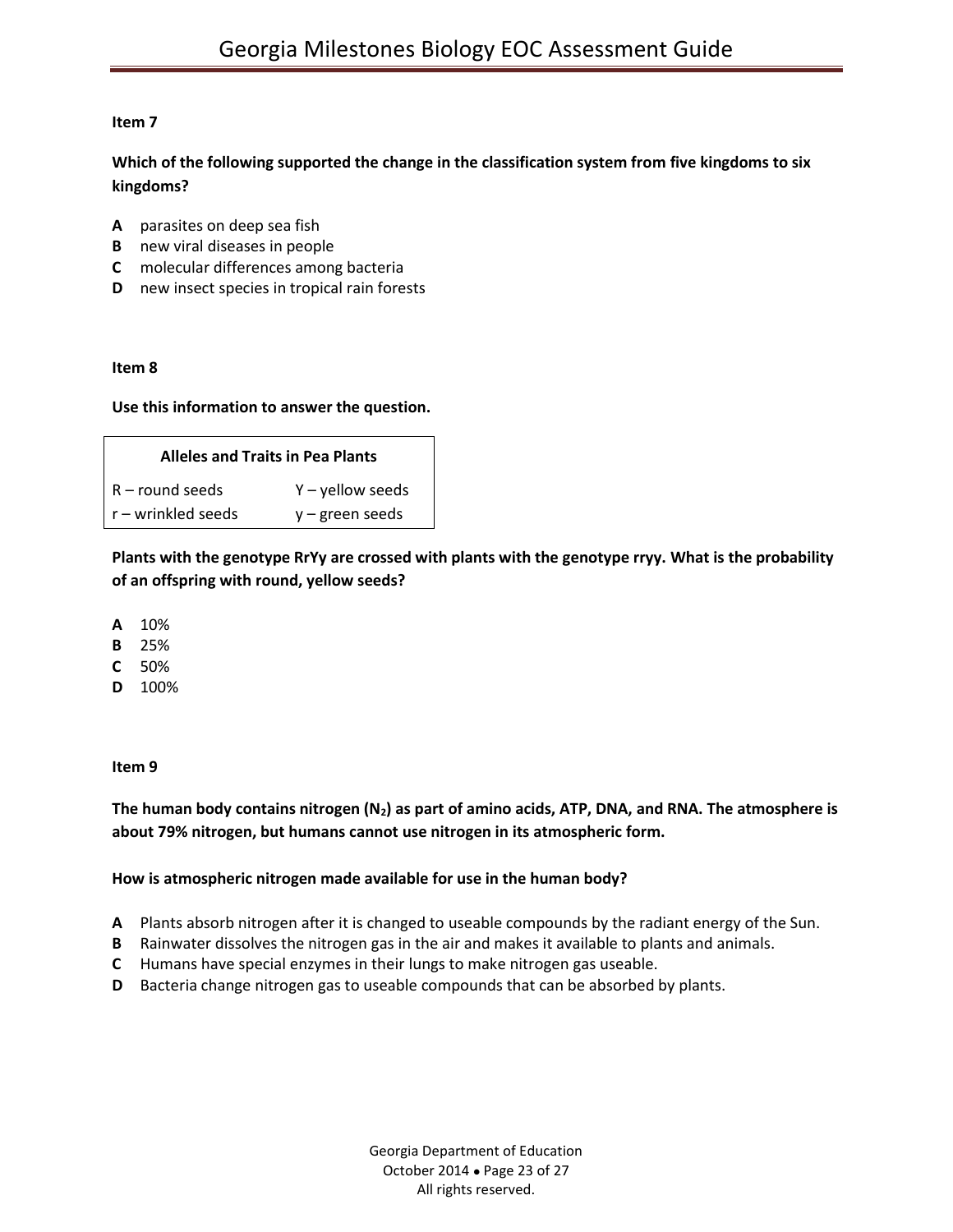**Item 7**

**Which of the following supported the change in the classification system from five kingdoms to six kingdoms?**

**A** parasites on deep sea fish
**B** new viral diseases in people
**C** molecular differences among bacteria
**D** new insect species in tropical rain forests

**Item 8**

**Use this information to answer the question.**

| Alleles and Traits in Pea Plants | |
|---|---|
| R – round seeds | Y – yellow seeds |
| r – wrinkled seeds | y – green seeds |

**Plants with the genotype RrYy are crossed with plants with the genotype rryy. What is the probability of an offspring with round, yellow seeds?**

**A** 10%
**B** 25%
**C** 50%
**D** 100%

**Item 9**

**The human body contains nitrogen ($N_2$) as part of amino acids, ATP, DNA, and RNA. The atmosphere is about 79% nitrogen, but humans cannot use nitrogen in its atmospheric form.**

**How is atmospheric nitrogen made available for use in the human body?**

**A** Plants absorb nitrogen after it is changed to useable compounds by the radiant energy of the Sun.
**B** Rainwater dissolves the nitrogen gas in the air and makes it available to plants and animals.
**C** Humans have special enzymes in their lungs to make nitrogen gas useable.
**D** Bacteria change nitrogen gas to useable compounds that can be absorbed by plants.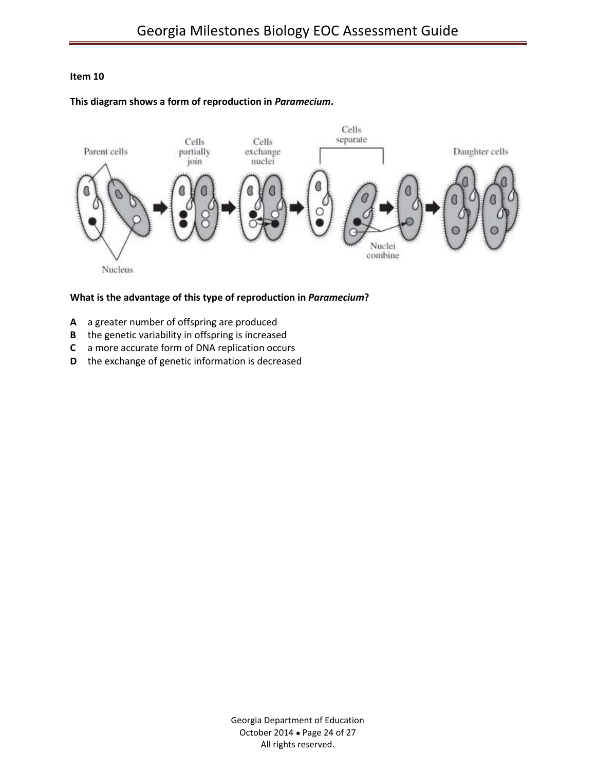**Item 10**

**This diagram shows a form of reproduction in *Paramecium*.**

**What is the advantage of this type of reproduction in *Paramecium*?**

**A** a greater number of offspring are produced
**B** the genetic variability in offspring is increased
**C** a more accurate form of DNA replication occurs
**D** the exchange of genetic information is decreased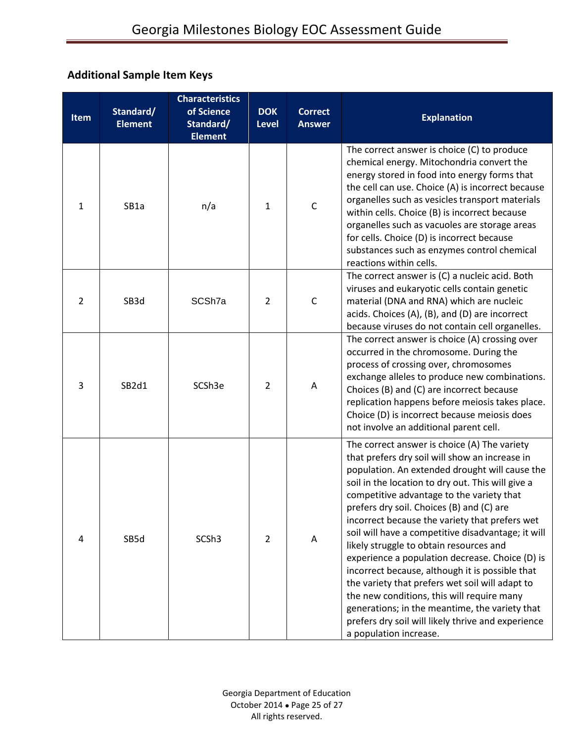## Additional Sample Item Keys

| Item | Standard/ Element | Characteristics of Science Standard/ Element | DOK Level | Correct Answer | Explanation |
|---|---|---|---|---|---|
| 1 | SB1a | n/a | 1 | C | The correct answer is choice (C) to produce chemical energy. Mitochondria convert the energy stored in food into energy forms that the cell can use. Choice (A) is incorrect because organelles such as vesicles transport materials within cells. Choice (B) is incorrect because organelles such as vacuoles are storage areas for cells. Choice (D) is incorrect because substances such as enzymes control chemical reactions within cells. |
| 2 | SB3d | SCSh7a | 2 | C | The correct answer is (C) a nucleic acid. Both viruses and eukaryotic cells contain genetic material (DNA and RNA) which are nucleic acids. Choices (A), (B), and (D) are incorrect because viruses do not contain cell organelles. |
| 3 | SB2d1 | SCSh3e | 2 | A | The correct answer is choice (A) crossing over occurred in the chromosome. During the process of crossing over, chromosomes exchange alleles to produce new combinations. Choices (B) and (C) are incorrect because replication happens before meiosis takes place. Choice (D) is incorrect because meiosis does not involve an additional parent cell. |
| 4 | SB5d | SCSh3 | 2 | A | The correct answer is choice (A) The variety that prefers dry soil will show an increase in population. An extended drought will cause the soil in the location to dry out. This will give a competitive advantage to the variety that prefers dry soil. Choices (B) and (C) are incorrect because the variety that prefers wet soil will have a competitive disadvantage; it will likely struggle to obtain resources and experience a population decrease. Choice (D) is incorrect because, although it is possible that the variety that prefers wet soil will adapt to the new conditions, this will require many generations; in the meantime, the variety that prefers dry soil will likely thrive and experience a population increase. |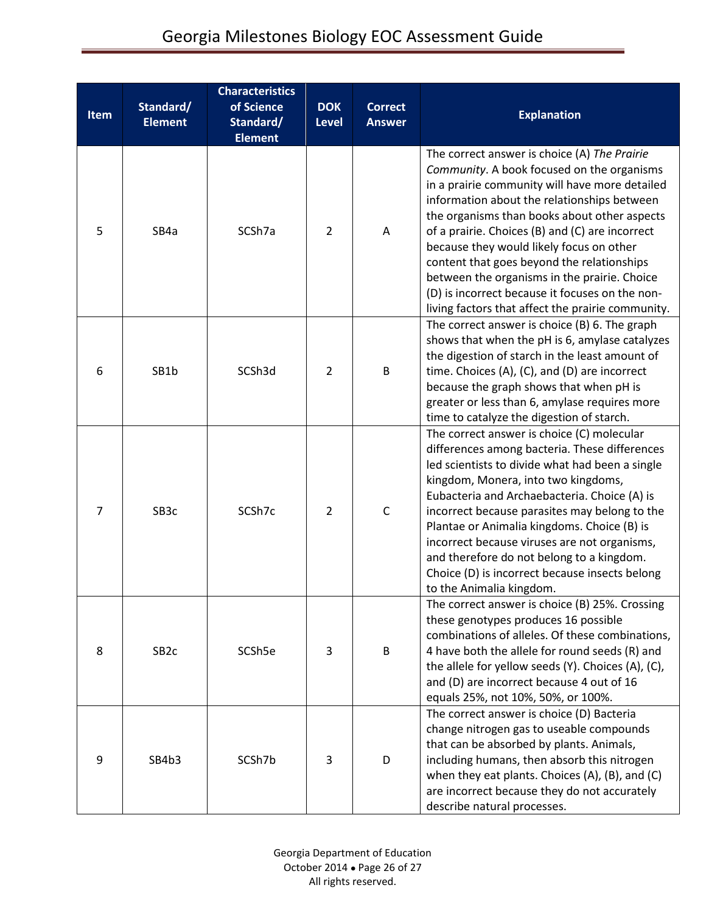| Item | Standard/ Element | Characteristics of Science Standard/ Element | DOK Level | Correct Answer | Explanation |
|---|---|---|---|---|---|
| 5 | SB4a | SCSh7a | 2 | A | The correct answer is choice (A) *The Prairie Community*. A book focused on the organisms in a prairie community will have more detailed information about the relationships between the organisms than books about other aspects of a prairie. Choices (B) and (C) are incorrect because they would likely focus on other content that goes beyond the relationships between the organisms in the prairie. Choice (D) is incorrect because it focuses on the non-living factors that affect the prairie community. |
| 6 | SB1b | SCSh3d | 2 | B | The correct answer is choice (B) 6. The graph shows that when the pH is 6, amylase catalyzes the digestion of starch in the least amount of time. Choices (A), (C), and (D) are incorrect because the graph shows that when pH is greater or less than 6, amylase requires more time to catalyze the digestion of starch. |
| 7 | SB3c | SCSh7c | 2 | C | The correct answer is choice (C) molecular differences among bacteria. These differences led scientists to divide what had been a single kingdom, Monera, into two kingdoms, Eubacteria and Archaebacteria. Choice (A) is incorrect because parasites may belong to the Plantae or Animalia kingdoms. Choice (B) is incorrect because viruses are not organisms, and therefore do not belong to a kingdom. Choice (D) is incorrect because insects belong to the Animalia kingdom. |
| 8 | SB2c | SCSh5e | 3 | B | The correct answer is choice (B) 25%. Crossing these genotypes produces 16 possible combinations of alleles. Of these combinations, 4 have both the allele for round seeds (R) and the allele for yellow seeds (Y). Choices (A), (C), and (D) are incorrect because 4 out of 16 equals 25%, not 10%, 50%, or 100%. |
| 9 | SB4b3 | SCSh7b | 3 | D | The correct answer is choice (D) Bacteria change nitrogen gas to useable compounds that can be absorbed by plants. Animals, including humans, then absorb this nitrogen when they eat plants. Choices (A), (B), and (C) are incorrect because they do not accurately describe natural processes. |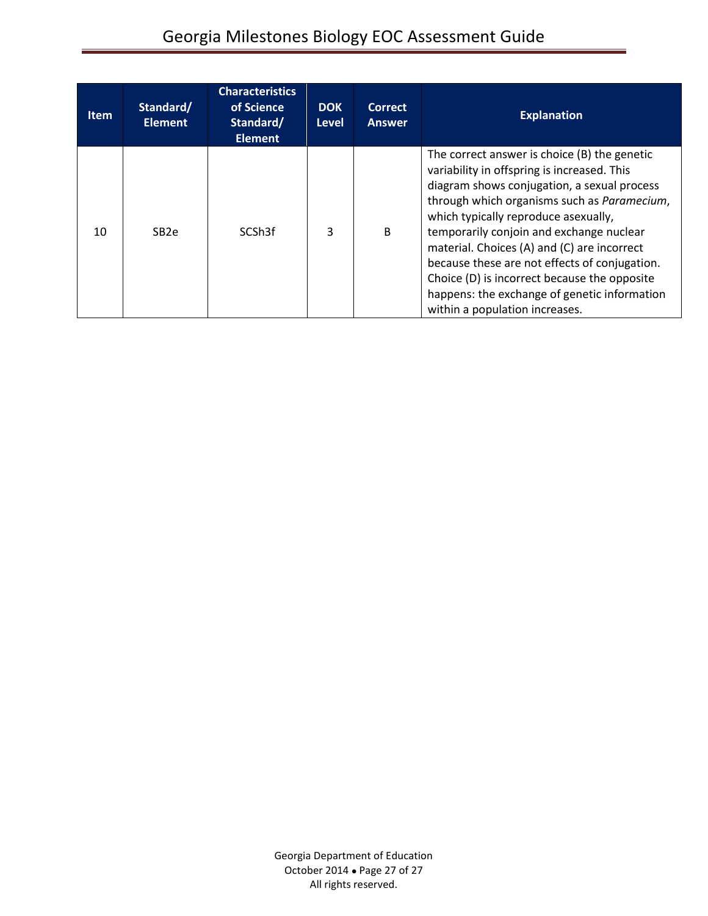| Item | Standard/ Element | Characteristics of Science Standard/ Element | DOK Level | Correct Answer | Explanation |
|---|---|---|---|---|---|
| 10 | SB2e | SCSh3f | 3 | B | The correct answer is choice (B) the genetic variability in offspring is increased. This diagram shows conjugation, a sexual process through which organisms such as *Paramecium*, which typically reproduce asexually, temporarily conjoin and exchange nuclear material. Choices (A) and (C) are incorrect because these are not effects of conjugation. Choice (D) is incorrect because the opposite happens: the exchange of genetic information within a population increases. |